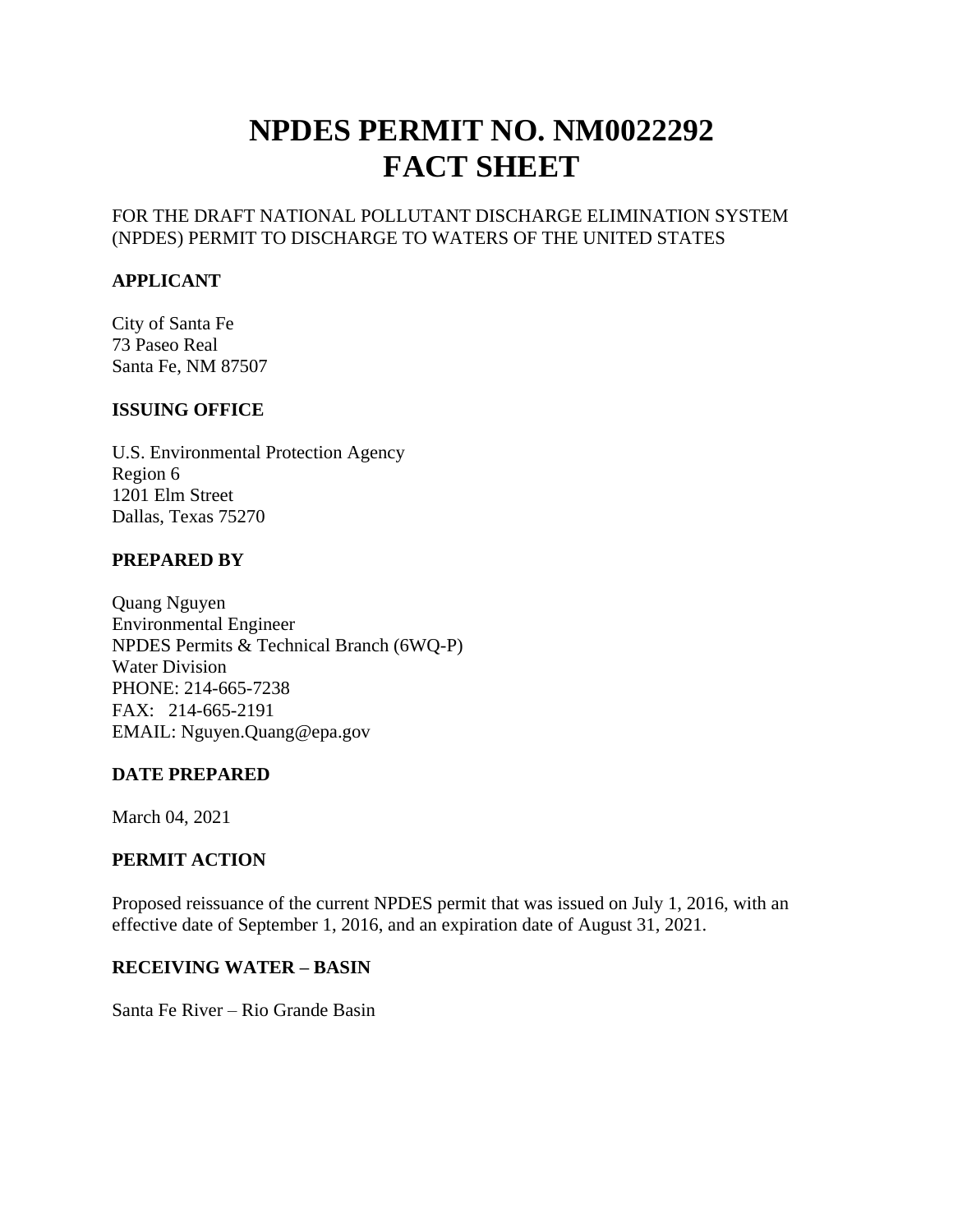# NPDES PERMIT NO. NM0022292
# FACT SHEET

FOR THE DRAFT NATIONAL POLLUTANT DISCHARGE ELIMINATION SYSTEM (NPDES) PERMIT TO DISCHARGE TO WATERS OF THE UNITED STATES

## APPLICANT

City of Santa Fe
73 Paseo Real
Santa Fe, NM 87507

## ISSUING OFFICE

U.S. Environmental Protection Agency
Region 6
1201 Elm Street
Dallas, Texas 75270

## PREPARED BY

Quang Nguyen
Environmental Engineer
NPDES Permits & Technical Branch (6WQ-P)
Water Division
PHONE: 214-665-7238
FAX: 214-665-2191
EMAIL: Nguyen.Quang@epa.gov

## DATE PREPARED

March 04, 2021

## PERMIT ACTION

Proposed reissuance of the current NPDES permit that was issued on July 1, 2016, with an effective date of September 1, 2016, and an expiration date of August 31, 2021.

## RECEIVING WATER – BASIN

Santa Fe River – Rio Grande Basin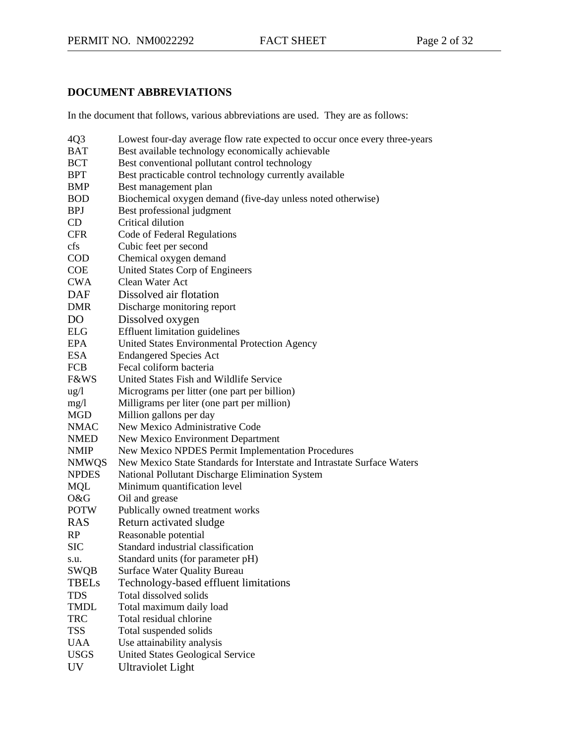## DOCUMENT ABBREVIATIONS

In the document that follows, various abbreviations are used. They are as follows:

| | |
|---|---|
| 4Q3 | Lowest four-day average flow rate expected to occur once every three-years |
| BAT | Best available technology economically achievable |
| BCT | Best conventional pollutant control technology |
| BPT | Best practicable control technology currently available |
| BMP | Best management plan |
| BOD | Biochemical oxygen demand (five-day unless noted otherwise) |
| BPJ | Best professional judgment |
| CD | Critical dilution |
| CFR | Code of Federal Regulations |
| cfs | Cubic feet per second |
| COD | Chemical oxygen demand |
| COE | United States Corp of Engineers |
| CWA | Clean Water Act |
| DAF | Dissolved air flotation |
| DMR | Discharge monitoring report |
| DO | Dissolved oxygen |
| ELG | Effluent limitation guidelines |
| EPA | United States Environmental Protection Agency |
| ESA | Endangered Species Act |
| FCB | Fecal coliform bacteria |
| F&WS | United States Fish and Wildlife Service |
| ug/l | Micrograms per litter (one part per billion) |
| mg/l | Milligrams per liter (one part per million) |
| MGD | Million gallons per day |
| NMAC | New Mexico Administrative Code |
| NMED | New Mexico Environment Department |
| NMIP | New Mexico NPDES Permit Implementation Procedures |
| NMWQS | New Mexico State Standards for Interstate and Intrastate Surface Waters |
| NPDES | National Pollutant Discharge Elimination System |
| MQL | Minimum quantification level |
| O&G | Oil and grease |
| POTW | Publically owned treatment works |
| RAS | Return activated sludge |
| RP | Reasonable potential |
| SIC | Standard industrial classification |
| s.u. | Standard units (for parameter pH) |
| SWQB | Surface Water Quality Bureau |
| TBELs | Technology-based effluent limitations |
| TDS | Total dissolved solids |
| TMDL | Total maximum daily load |
| TRC | Total residual chlorine |
| TSS | Total suspended solids |
| UAA | Use attainability analysis |
| USGS | United States Geological Service |
| UV | Ultraviolet Light |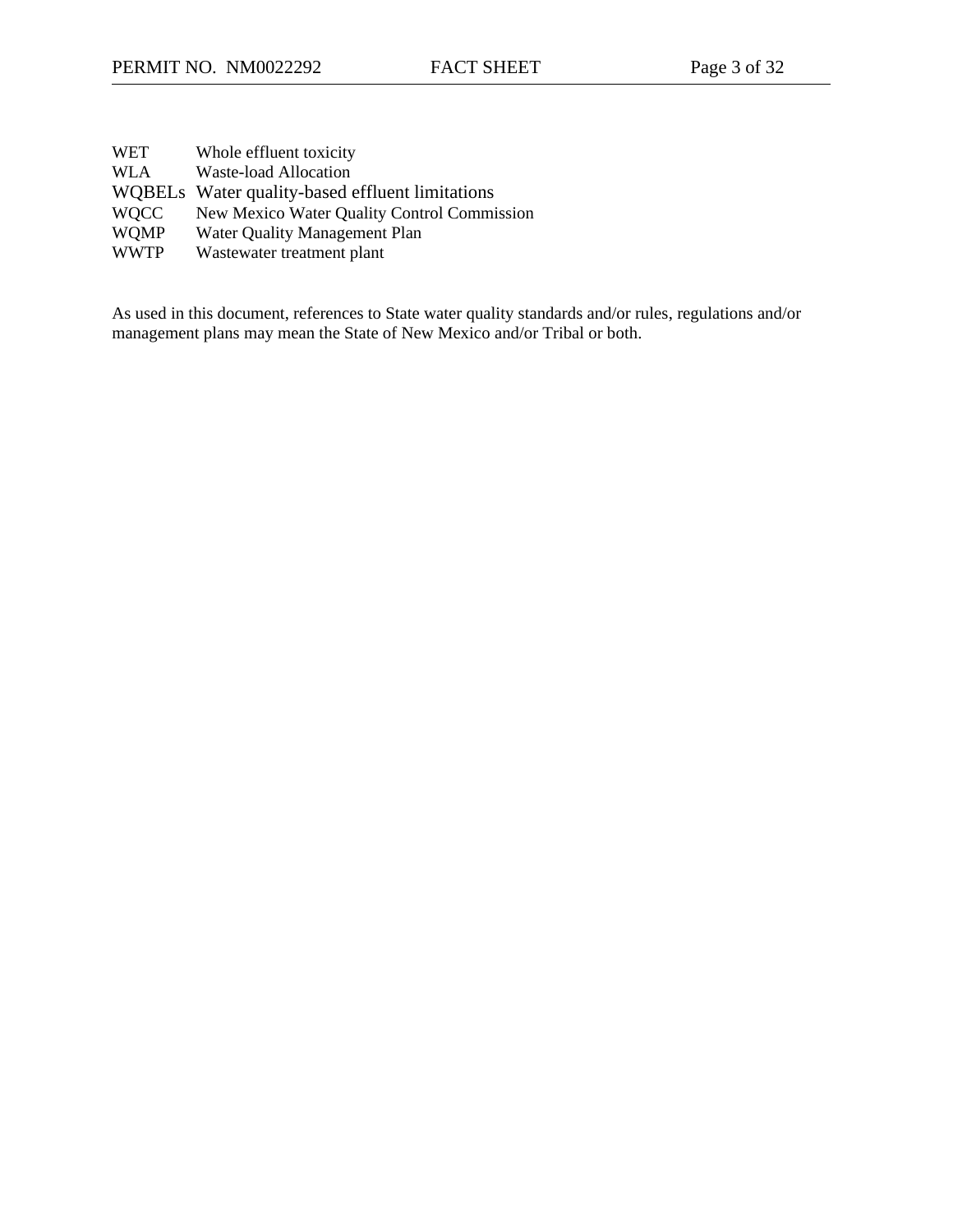| | |
|---|---|
| WET | Whole effluent toxicity |
| WLA | Waste-load Allocation |
| WQBELs | Water quality-based effluent limitations |
| WQCC | New Mexico Water Quality Control Commission |
| WQMP | Water Quality Management Plan |
| WWTP | Wastewater treatment plant |

As used in this document, references to State water quality standards and/or rules, regulations and/or management plans may mean the State of New Mexico and/or Tribal or both.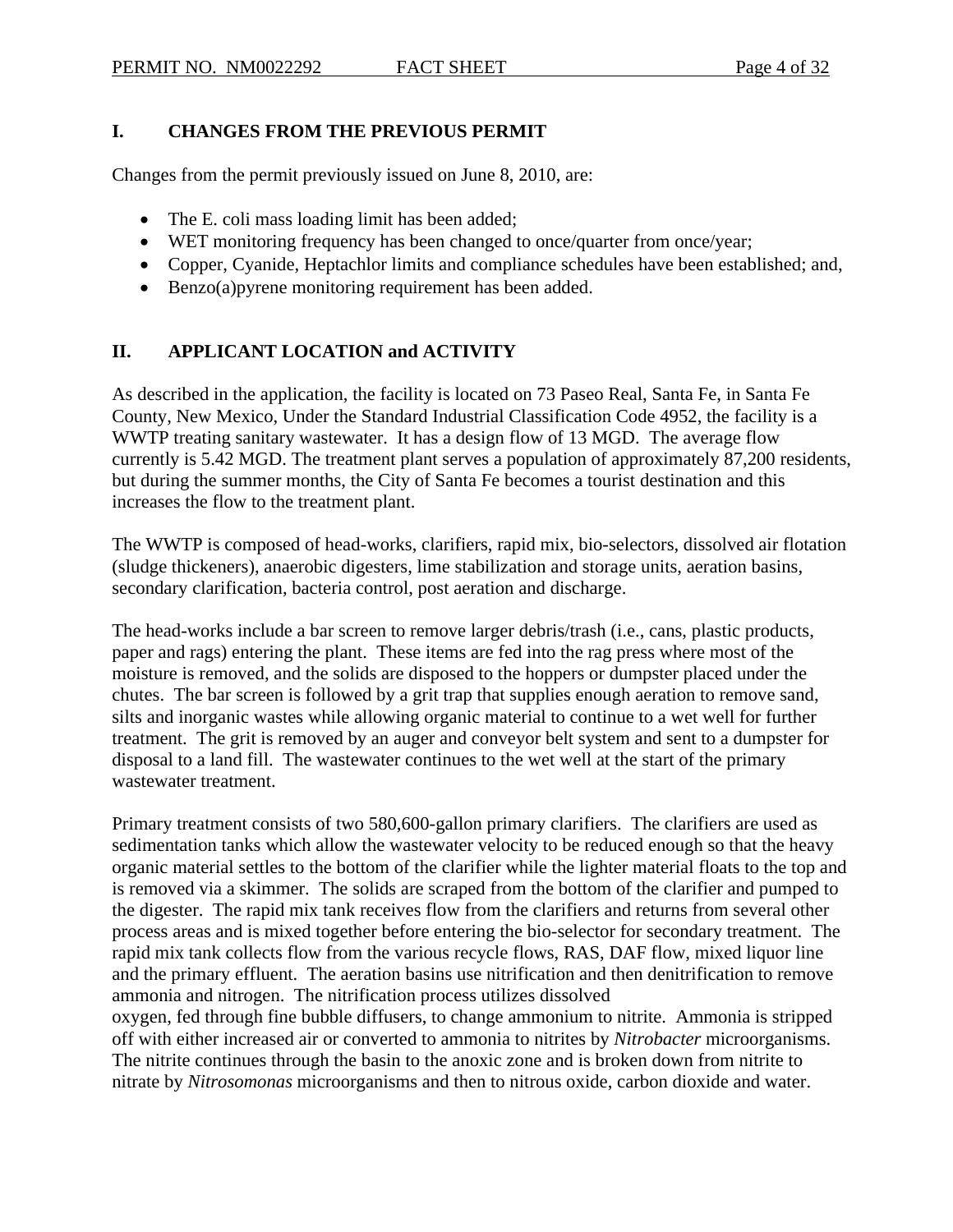## I. CHANGES FROM THE PREVIOUS PERMIT

Changes from the permit previously issued on June 8, 2010, are:

- The E. coli mass loading limit has been added;
- WET monitoring frequency has been changed to once/quarter from once/year;
- Copper, Cyanide, Heptachlor limits and compliance schedules have been established; and,
- Benzo(a)pyrene monitoring requirement has been added.

## II. APPLICANT LOCATION and ACTIVITY

As described in the application, the facility is located on 73 Paseo Real, Santa Fe, in Santa Fe County, New Mexico, Under the Standard Industrial Classification Code 4952, the facility is a WWTP treating sanitary wastewater. It has a design flow of 13 MGD. The average flow currently is 5.42 MGD. The treatment plant serves a population of approximately 87,200 residents, but during the summer months, the City of Santa Fe becomes a tourist destination and this increases the flow to the treatment plant.

The WWTP is composed of head-works, clarifiers, rapid mix, bio-selectors, dissolved air flotation (sludge thickeners), anaerobic digesters, lime stabilization and storage units, aeration basins, secondary clarification, bacteria control, post aeration and discharge.

The head-works include a bar screen to remove larger debris/trash (i.e., cans, plastic products, paper and rags) entering the plant. These items are fed into the rag press where most of the moisture is removed, and the solids are disposed to the hoppers or dumpster placed under the chutes. The bar screen is followed by a grit trap that supplies enough aeration to remove sand, silts and inorganic wastes while allowing organic material to continue to a wet well for further treatment. The grit is removed by an auger and conveyor belt system and sent to a dumpster for disposal to a land fill. The wastewater continues to the wet well at the start of the primary wastewater treatment.

Primary treatment consists of two 580,600-gallon primary clarifiers. The clarifiers are used as sedimentation tanks which allow the wastewater velocity to be reduced enough so that the heavy organic material settles to the bottom of the clarifier while the lighter material floats to the top and is removed via a skimmer. The solids are scraped from the bottom of the clarifier and pumped to the digester. The rapid mix tank receives flow from the clarifiers and returns from several other process areas and is mixed together before entering the bio-selector for secondary treatment. The rapid mix tank collects flow from the various recycle flows, RAS, DAF flow, mixed liquor line and the primary effluent. The aeration basins use nitrification and then denitrification to remove ammonia and nitrogen. The nitrification process utilizes dissolved oxygen, fed through fine bubble diffusers, to change ammonium to nitrite. Ammonia is stripped off with either increased air or converted to ammonia to nitrites by *Nitrobacter* microorganisms. The nitrite continues through the basin to the anoxic zone and is broken down from nitrite to nitrate by *Nitrosomonas* microorganisms and then to nitrous oxide, carbon dioxide and water.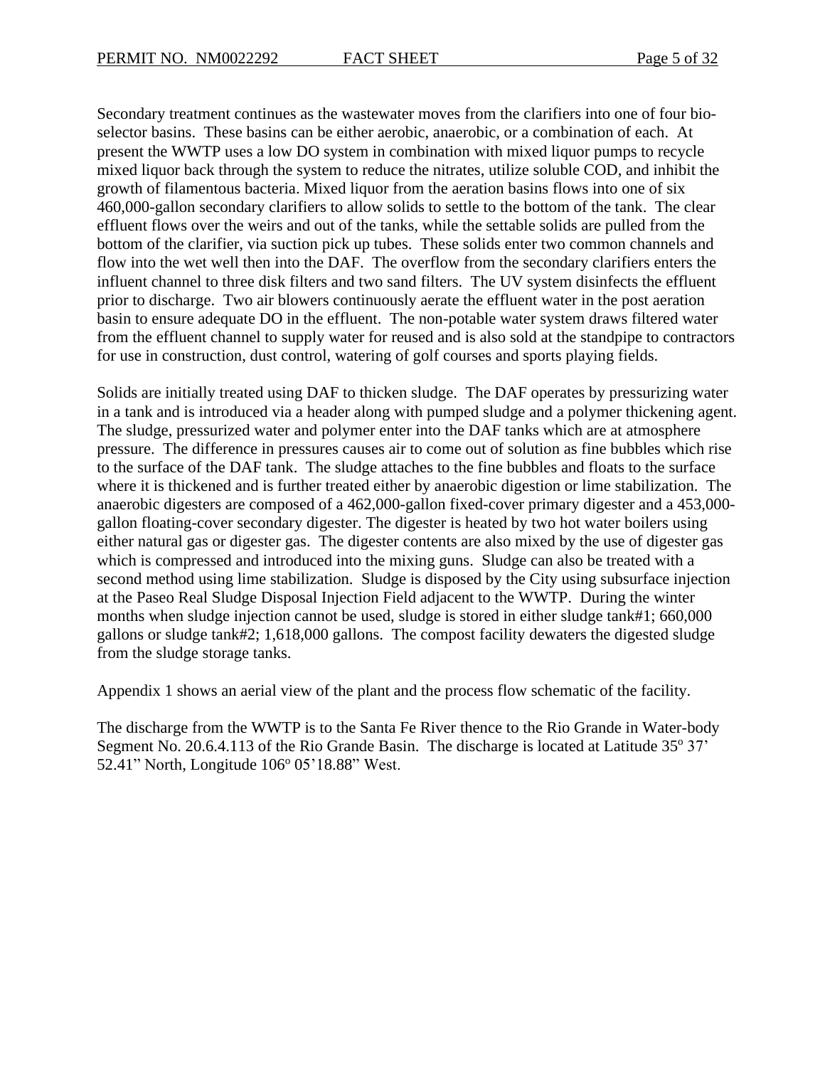Secondary treatment continues as the wastewater moves from the clarifiers into one of four bio-selector basins. These basins can be either aerobic, anaerobic, or a combination of each. At present the WWTP uses a low DO system in combination with mixed liquor pumps to recycle mixed liquor back through the system to reduce the nitrates, utilize soluble COD, and inhibit the growth of filamentous bacteria. Mixed liquor from the aeration basins flows into one of six 460,000-gallon secondary clarifiers to allow solids to settle to the bottom of the tank. The clear effluent flows over the weirs and out of the tanks, while the settable solids are pulled from the bottom of the clarifier, via suction pick up tubes. These solids enter two common channels and flow into the wet well then into the DAF. The overflow from the secondary clarifiers enters the influent channel to three disk filters and two sand filters. The UV system disinfects the effluent prior to discharge. Two air blowers continuously aerate the effluent water in the post aeration basin to ensure adequate DO in the effluent. The non-potable water system draws filtered water from the effluent channel to supply water for reused and is also sold at the standpipe to contractors for use in construction, dust control, watering of golf courses and sports playing fields.

Solids are initially treated using DAF to thicken sludge. The DAF operates by pressurizing water in a tank and is introduced via a header along with pumped sludge and a polymer thickening agent. The sludge, pressurized water and polymer enter into the DAF tanks which are at atmosphere pressure. The difference in pressures causes air to come out of solution as fine bubbles which rise to the surface of the DAF tank. The sludge attaches to the fine bubbles and floats to the surface where it is thickened and is further treated either by anaerobic digestion or lime stabilization. The anaerobic digesters are composed of a 462,000-gallon fixed-cover primary digester and a 453,000-gallon floating-cover secondary digester. The digester is heated by two hot water boilers using either natural gas or digester gas. The digester contents are also mixed by the use of digester gas which is compressed and introduced into the mixing guns. Sludge can also be treated with a second method using lime stabilization. Sludge is disposed by the City using subsurface injection at the Paseo Real Sludge Disposal Injection Field adjacent to the WWTP. During the winter months when sludge injection cannot be used, sludge is stored in either sludge tank#1; 660,000 gallons or sludge tank#2; 1,618,000 gallons. The compost facility dewaters the digested sludge from the sludge storage tanks.

Appendix 1 shows an aerial view of the plant and the process flow schematic of the facility.

The discharge from the WWTP is to the Santa Fe River thence to the Rio Grande in Water-body Segment No. 20.6.4.113 of the Rio Grande Basin. The discharge is located at Latitude 35º 37' 52.41" North, Longitude 106º 05'18.88" West.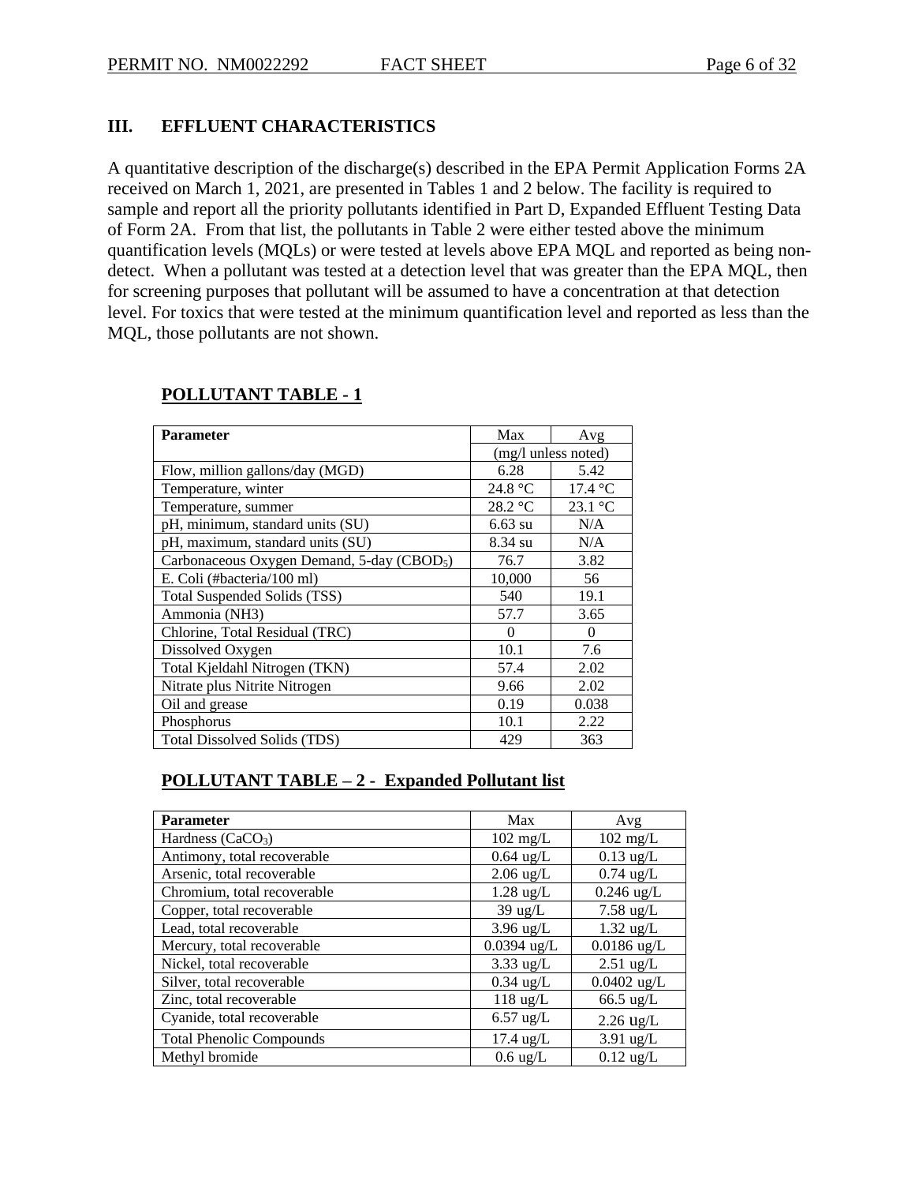## III. EFFLUENT CHARACTERISTICS

A quantitative description of the discharge(s) described in the EPA Permit Application Forms 2A received on March 1, 2021, are presented in Tables 1 and 2 below. The facility is required to sample and report all the priority pollutants identified in Part D, Expanded Effluent Testing Data of Form 2A. From that list, the pollutants in Table 2 were either tested above the minimum quantification levels (MQLs) or were tested at levels above EPA MQL and reported as being non-detect. When a pollutant was tested at a detection level that was greater than the EPA MQL, then for screening purposes that pollutant will be assumed to have a concentration at that detection level. For toxics that were tested at the minimum quantification level and reported as less than the MQL, those pollutants are not shown.

**POLLUTANT TABLE - 1**

| Parameter | Max | Avg |
|---|---|---|
| | (mg/l unless noted) | |
| Flow, million gallons/day (MGD) | 6.28 | 5.42 |
| Temperature, winter | 24.8 °C | 17.4 °C |
| Temperature, summer | 28.2 °C | 23.1 °C |
| pH, minimum, standard units (SU) | 6.63 su | N/A |
| pH, maximum, standard units (SU) | 8.34 su | N/A |
| Carbonaceous Oxygen Demand, 5-day ($CBOD_5$) | 76.7 | 3.82 |
| E. Coli (#bacteria/100 ml) | 10,000 | 56 |
| Total Suspended Solids (TSS) | 540 | 19.1 |
| Ammonia (NH3) | 57.7 | 3.65 |
| Chlorine, Total Residual (TRC) | 0 | 0 |
| Dissolved Oxygen | 10.1 | 7.6 |
| Total Kjeldahl Nitrogen (TKN) | 57.4 | 2.02 |
| Nitrate plus Nitrite Nitrogen | 9.66 | 2.02 |
| Oil and grease | 0.19 | 0.038 |
| Phosphorus | 10.1 | 2.22 |
| Total Dissolved Solids (TDS) | 429 | 363 |

**POLLUTANT TABLE – 2 - Expanded Pollutant list**

| Parameter | Max | Avg |
|---|---|---|
| Hardness ($CaCO_3$) | 102 mg/L | 102 mg/L |
| Antimony, total recoverable | 0.64 ug/L | 0.13 ug/L |
| Arsenic, total recoverable | 2.06 ug/L | 0.74 ug/L |
| Chromium, total recoverable | 1.28 ug/L | 0.246 ug/L |
| Copper, total recoverable | 39 ug/L | 7.58 ug/L |
| Lead, total recoverable | 3.96 ug/L | 1.32 ug/L |
| Mercury, total recoverable | 0.0394 ug/L | 0.0186 ug/L |
| Nickel, total recoverable | 3.33 ug/L | 2.51 ug/L |
| Silver, total recoverable | 0.34 ug/L | 0.0402 ug/L |
| Zinc, total recoverable | 118 ug/L | 66.5 ug/L |
| Cyanide, total recoverable | 6.57 ug/L | 2.26 ug/L |
| Total Phenolic Compounds | 17.4 ug/L | 3.91 ug/L |
| Methyl bromide | 0.6 ug/L | 0.12 ug/L |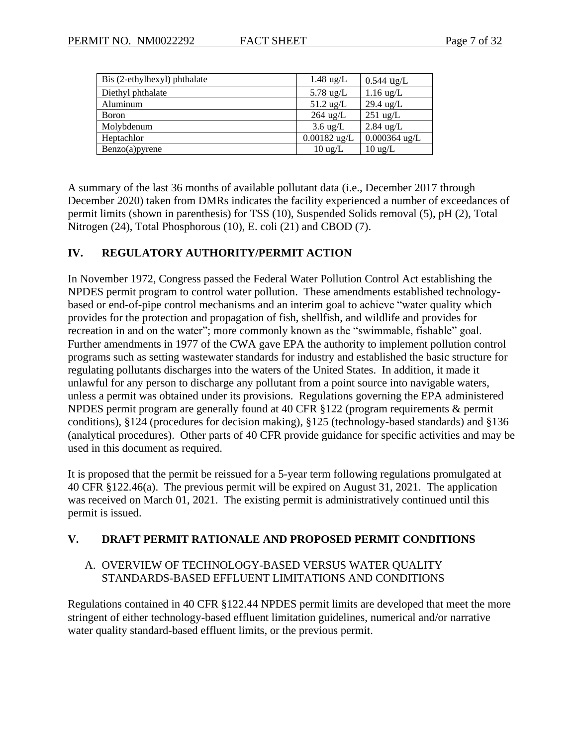| | | |
|---|---|---|
| Bis (2-ethylhexyl) phthalate | 1.48 ug/L | 0.544 ug/L |
| Diethyl phthalate | 5.78 ug/L | 1.16 ug/L |
| Aluminum | 51.2 ug/L | 29.4 ug/L |
| Boron | 264 ug/L | 251 ug/L |
| Molybdenum | 3.6 ug/L | 2.84 ug/L |
| Heptachlor | 0.00182 ug/L | 0.000364 ug/L |
| Benzo(a)pyrene | 10 ug/L | 10 ug/L |

A summary of the last 36 months of available pollutant data (i.e., December 2017 through December 2020) taken from DMRs indicates the facility experienced a number of exceedances of permit limits (shown in parenthesis) for TSS (10), Suspended Solids removal (5), pH (2), Total Nitrogen (24), Total Phosphorous (10), E. coli (21) and CBOD (7).

## IV. REGULATORY AUTHORITY/PERMIT ACTION

In November 1972, Congress passed the Federal Water Pollution Control Act establishing the NPDES permit program to control water pollution. These amendments established technology-based or end-of-pipe control mechanisms and an interim goal to achieve "water quality which provides for the protection and propagation of fish, shellfish, and wildlife and provides for recreation in and on the water"; more commonly known as the "swimmable, fishable" goal. Further amendments in 1977 of the CWA gave EPA the authority to implement pollution control programs such as setting wastewater standards for industry and established the basic structure for regulating pollutants discharges into the waters of the United States. In addition, it made it unlawful for any person to discharge any pollutant from a point source into navigable waters, unless a permit was obtained under its provisions. Regulations governing the EPA administered NPDES permit program are generally found at 40 CFR §122 (program requirements & permit conditions), §124 (procedures for decision making), §125 (technology-based standards) and §136 (analytical procedures). Other parts of 40 CFR provide guidance for specific activities and may be used in this document as required.

It is proposed that the permit be reissued for a 5-year term following regulations promulgated at 40 CFR §122.46(a). The previous permit will be expired on August 31, 2021. The application was received on March 01, 2021. The existing permit is administratively continued until this permit is issued.

## V. DRAFT PERMIT RATIONALE AND PROPOSED PERMIT CONDITIONS

### A. OVERVIEW OF TECHNOLOGY-BASED VERSUS WATER QUALITY STANDARDS-BASED EFFLUENT LIMITATIONS AND CONDITIONS

Regulations contained in 40 CFR §122.44 NPDES permit limits are developed that meet the more stringent of either technology-based effluent limitation guidelines, numerical and/or narrative water quality standard-based effluent limits, or the previous permit.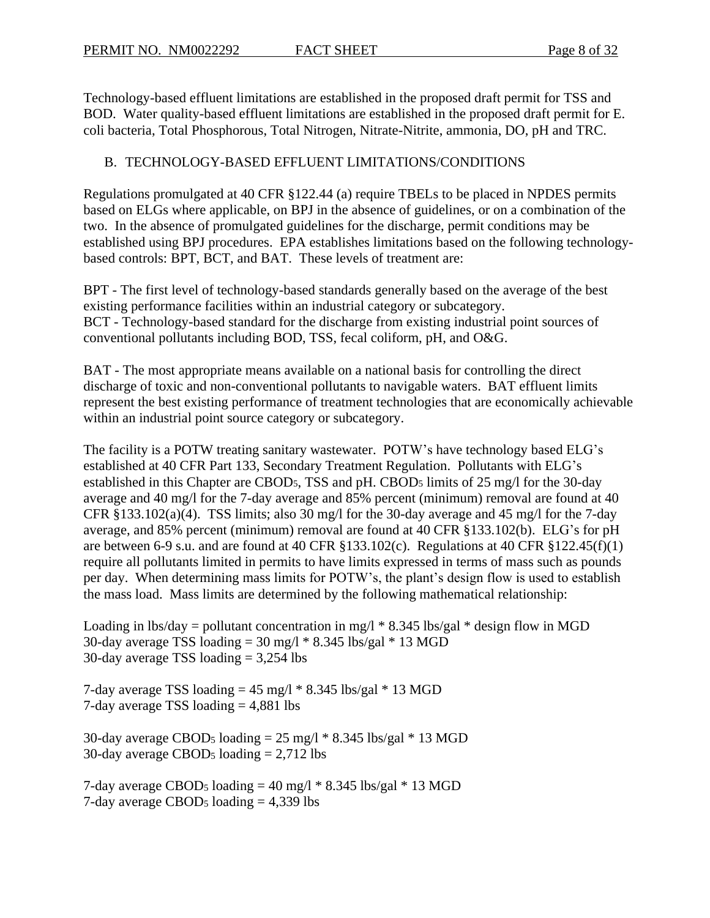Technology-based effluent limitations are established in the proposed draft permit for TSS and BOD. Water quality-based effluent limitations are established in the proposed draft permit for E. coli bacteria, Total Phosphorous, Total Nitrogen, Nitrate-Nitrite, ammonia, DO, pH and TRC.

## B. TECHNOLOGY-BASED EFFLUENT LIMITATIONS/CONDITIONS

Regulations promulgated at 40 CFR §122.44 (a) require TBELs to be placed in NPDES permits based on ELGs where applicable, on BPJ in the absence of guidelines, or on a combination of the two. In the absence of promulgated guidelines for the discharge, permit conditions may be established using BPJ procedures. EPA establishes limitations based on the following technology-based controls: BPT, BCT, and BAT. These levels of treatment are:

BPT - The first level of technology-based standards generally based on the average of the best existing performance facilities within an industrial category or subcategory.
BCT - Technology-based standard for the discharge from existing industrial point sources of conventional pollutants including BOD, TSS, fecal coliform, pH, and O&G.

BAT - The most appropriate means available on a national basis for controlling the direct discharge of toxic and non-conventional pollutants to navigable waters. BAT effluent limits represent the best existing performance of treatment technologies that are economically achievable within an industrial point source category or subcategory.

The facility is a POTW treating sanitary wastewater. POTW's have technology based ELG's established at 40 CFR Part 133, Secondary Treatment Regulation. Pollutants with ELG's established in this Chapter are $CBOD_5$, TSS and pH. $CBOD_5$ limits of 25 mg/l for the 30-day average and 40 mg/l for the 7-day average and 85% percent (minimum) removal are found at 40 CFR §133.102(a)(4). TSS limits; also 30 mg/l for the 30-day average and 45 mg/l for the 7-day average, and 85% percent (minimum) removal are found at 40 CFR §133.102(b). ELG's for pH are between 6-9 s.u. and are found at 40 CFR §133.102(c). Regulations at 40 CFR §122.45(f)(1) require all pollutants limited in permits to have limits expressed in terms of mass such as pounds per day. When determining mass limits for POTW's, the plant's design flow is used to establish the mass load. Mass limits are determined by the following mathematical relationship:

Loading in lbs/day = pollutant concentration in mg/l * 8.345 lbs/gal * design flow in MGD
30-day average TSS loading = 30 mg/l * 8.345 lbs/gal * 13 MGD
30-day average TSS loading = 3,254 lbs

7-day average TSS loading = 45 mg/l * 8.345 lbs/gal * 13 MGD
7-day average TSS loading = 4,881 lbs

30-day average $CBOD_5$ loading = 25 mg/l * 8.345 lbs/gal * 13 MGD
30-day average $CBOD_5$ loading = 2,712 lbs

7-day average $CBOD_5$ loading = 40 mg/l * 8.345 lbs/gal * 13 MGD
7-day average $CBOD_5$ loading = 4,339 lbs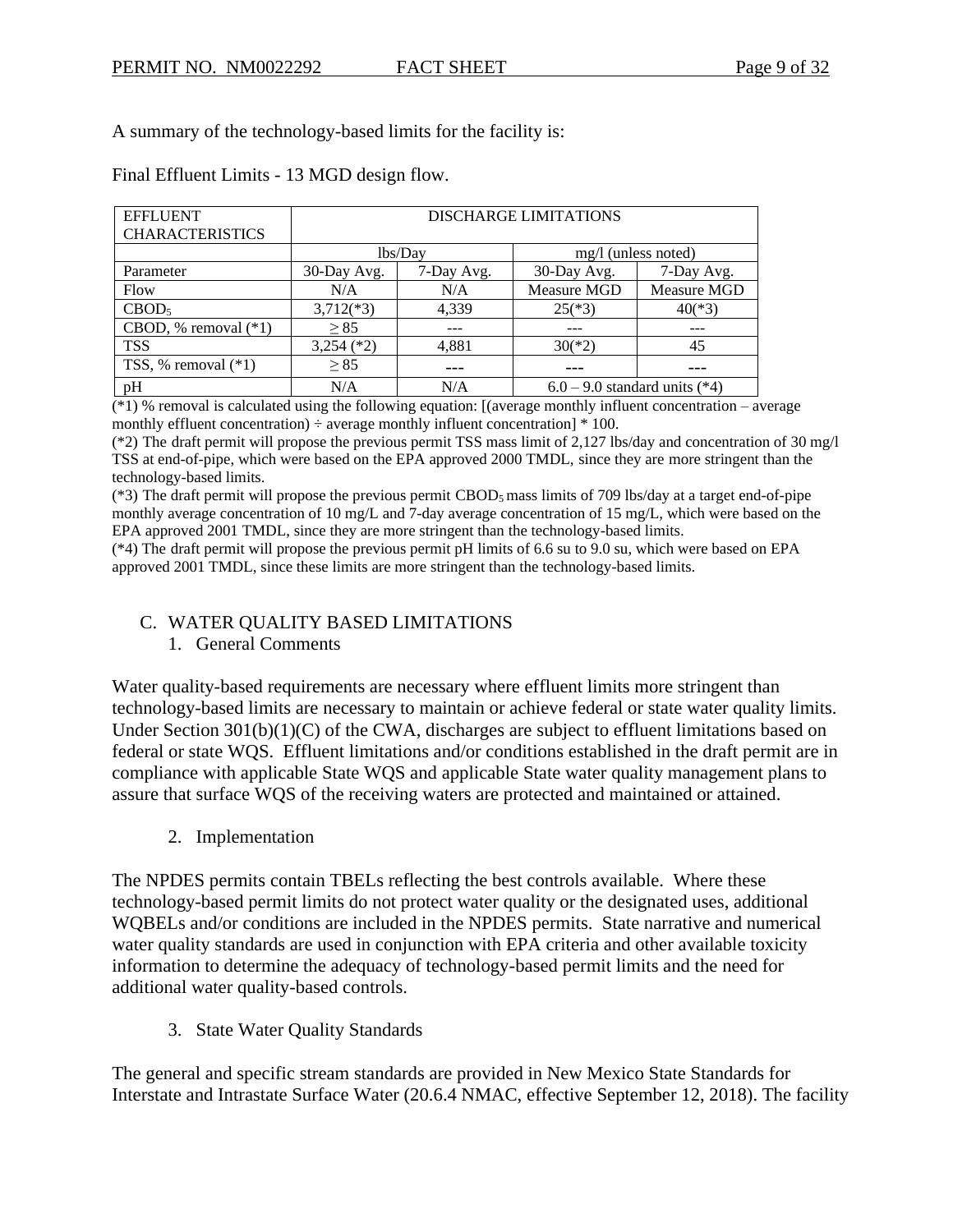A summary of the technology-based limits for the facility is:

Final Effluent Limits - 13 MGD design flow.

| EFFLUENT CHARACTERISTICS | DISCHARGE LIMITATIONS | | | |
|---|---|---|---|---|
| | lbs/Day | | mg/l (unless noted) | |
| Parameter | 30-Day Avg. | 7-Day Avg. | 30-Day Avg. | 7-Day Avg. |
| Flow | N/A | N/A | Measure MGD | Measure MGD |
| $CBOD_5$ | 3,712(*3) | 4,339 | 25(*3) | 40(*3) |
| CBOD, % removal (*1) | $\geq 85$ | --- | --- | --- |
| TSS | 3,254 (*2) | 4,881 | 30(*2) | 45 |
| TSS, % removal (*1) | $\geq 85$ | --- | --- | --- |
| pH | N/A | N/A | 6.0 – 9.0 standard units (*4) | |

(*1) % removal is calculated using the following equation: [(average monthly influent concentration – average monthly effluent concentration) ÷ average monthly influent concentration] * 100.

(*2) The draft permit will propose the previous permit TSS mass limit of 2,127 lbs/day and concentration of 30 mg/l TSS at end-of-pipe, which were based on the EPA approved 2000 TMDL, since they are more stringent than the technology-based limits.

(*3) The draft permit will propose the previous permit $CBOD_5$ mass limits of 709 lbs/day at a target end-of-pipe monthly average concentration of 10 mg/L and 7-day average concentration of 15 mg/L, which were based on the EPA approved 2001 TMDL, since they are more stringent than the technology-based limits.

(*4) The draft permit will propose the previous permit pH limits of 6.6 su to 9.0 su, which were based on EPA approved 2001 TMDL, since these limits are more stringent than the technology-based limits.

## C. WATER QUALITY BASED LIMITATIONS

### 1. General Comments

Water quality-based requirements are necessary where effluent limits more stringent than technology-based limits are necessary to maintain or achieve federal or state water quality limits. Under Section 301(b)(1)(C) of the CWA, discharges are subject to effluent limitations based on federal or state WQS. Effluent limitations and/or conditions established in the draft permit are in compliance with applicable State WQS and applicable State water quality management plans to assure that surface WQS of the receiving waters are protected and maintained or attained.

### 2. Implementation

The NPDES permits contain TBELs reflecting the best controls available. Where these technology-based permit limits do not protect water quality or the designated uses, additional WQBELs and/or conditions are included in the NPDES permits. State narrative and numerical water quality standards are used in conjunction with EPA criteria and other available toxicity information to determine the adequacy of technology-based permit limits and the need for additional water quality-based controls.

### 3. State Water Quality Standards

The general and specific stream standards are provided in New Mexico State Standards for Interstate and Intrastate Surface Water (20.6.4 NMAC, effective September 12, 2018). The facility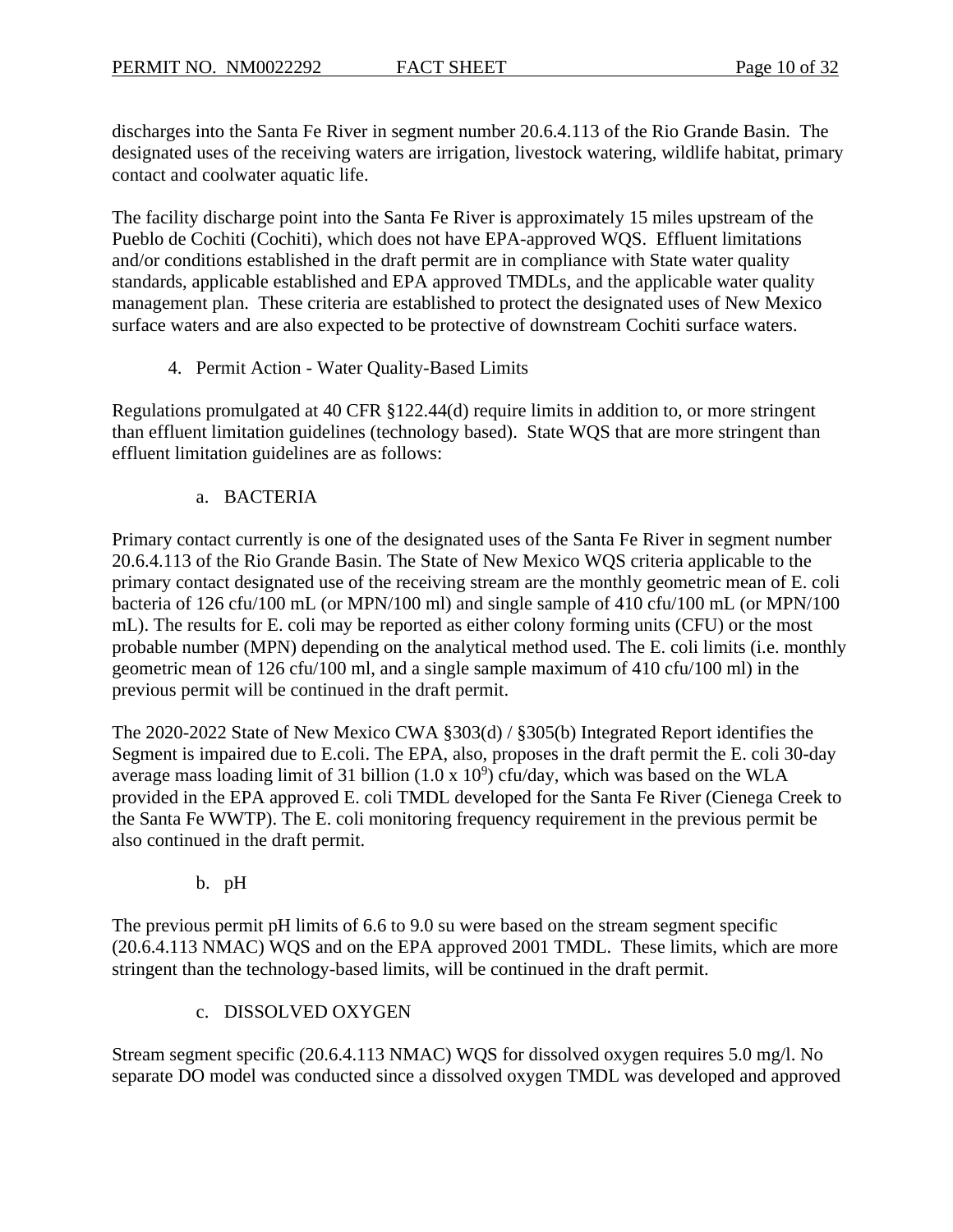discharges into the Santa Fe River in segment number 20.6.4.113 of the Rio Grande Basin. The designated uses of the receiving waters are irrigation, livestock watering, wildlife habitat, primary contact and coolwater aquatic life.

The facility discharge point into the Santa Fe River is approximately 15 miles upstream of the Pueblo de Cochiti (Cochiti), which does not have EPA-approved WQS. Effluent limitations and/or conditions established in the draft permit are in compliance with State water quality standards, applicable established and EPA approved TMDLs, and the applicable water quality management plan. These criteria are established to protect the designated uses of New Mexico surface waters and are also expected to be protective of downstream Cochiti surface waters.

4. Permit Action - Water Quality-Based Limits

Regulations promulgated at 40 CFR §122.44(d) require limits in addition to, or more stringent than effluent limitation guidelines (technology based). State WQS that are more stringent than effluent limitation guidelines are as follows:

a. BACTERIA

Primary contact currently is one of the designated uses of the Santa Fe River in segment number 20.6.4.113 of the Rio Grande Basin. The State of New Mexico WQS criteria applicable to the primary contact designated use of the receiving stream are the monthly geometric mean of E. coli bacteria of 126 cfu/100 mL (or MPN/100 ml) and single sample of 410 cfu/100 mL (or MPN/100 mL). The results for E. coli may be reported as either colony forming units (CFU) or the most probable number (MPN) depending on the analytical method used. The E. coli limits (i.e. monthly geometric mean of 126 cfu/100 ml, and a single sample maximum of 410 cfu/100 ml) in the previous permit will be continued in the draft permit.

The 2020-2022 State of New Mexico CWA §303(d) / §305(b) Integrated Report identifies the Segment is impaired due to E.coli. The EPA, also, proposes in the draft permit the E. coli 30-day average mass loading limit of 31 billion ($1.0 \times 10^9$) cfu/day, which was based on the WLA provided in the EPA approved E. coli TMDL developed for the Santa Fe River (Cienega Creek to the Santa Fe WWTP). The E. coli monitoring frequency requirement in the previous permit be also continued in the draft permit.

b. pH

The previous permit pH limits of 6.6 to 9.0 su were based on the stream segment specific (20.6.4.113 NMAC) WQS and on the EPA approved 2001 TMDL. These limits, which are more stringent than the technology-based limits, will be continued in the draft permit.

c. DISSOLVED OXYGEN

Stream segment specific (20.6.4.113 NMAC) WQS for dissolved oxygen requires 5.0 mg/l. No separate DO model was conducted since a dissolved oxygen TMDL was developed and approved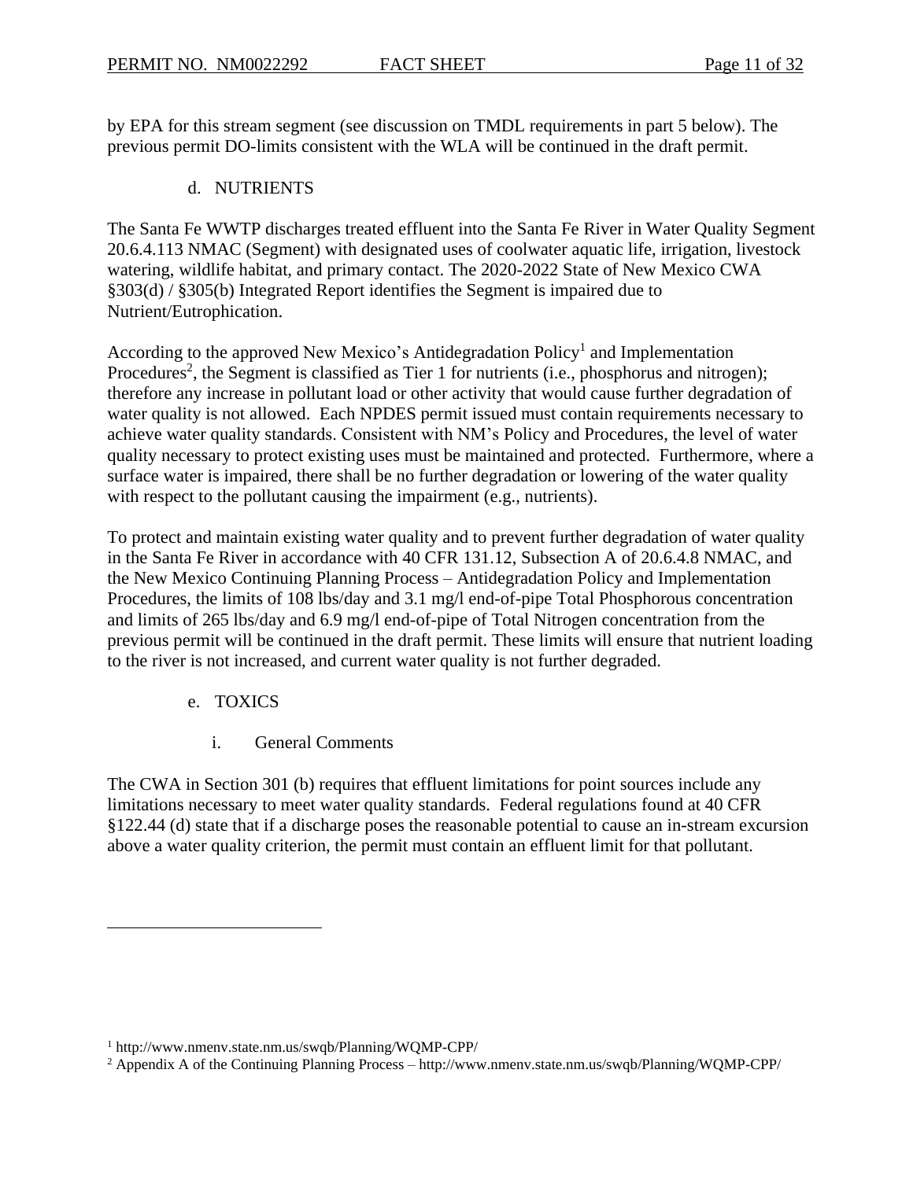by EPA for this stream segment (see discussion on TMDL requirements in part 5 below). The previous permit DO-limits consistent with the WLA will be continued in the draft permit.

### d. NUTRIENTS

The Santa Fe WWTP discharges treated effluent into the Santa Fe River in Water Quality Segment 20.6.4.113 NMAC (Segment) with designated uses of coolwater aquatic life, irrigation, livestock watering, wildlife habitat, and primary contact. The 2020-2022 State of New Mexico CWA §303(d) / §305(b) Integrated Report identifies the Segment is impaired due to Nutrient/Eutrophication.

According to the approved New Mexico's Antidegradation Policy[1] and Implementation Procedures[2], the Segment is classified as Tier 1 for nutrients (i.e., phosphorus and nitrogen); therefore any increase in pollutant load or other activity that would cause further degradation of water quality is not allowed. Each NPDES permit issued must contain requirements necessary to achieve water quality standards. Consistent with NM's Policy and Procedures, the level of water quality necessary to protect existing uses must be maintained and protected. Furthermore, where a surface water is impaired, there shall be no further degradation or lowering of the water quality with respect to the pollutant causing the impairment (e.g., nutrients).

To protect and maintain existing water quality and to prevent further degradation of water quality in the Santa Fe River in accordance with 40 CFR 131.12, Subsection A of 20.6.4.8 NMAC, and the New Mexico Continuing Planning Process – Antidegradation Policy and Implementation Procedures, the limits of 108 lbs/day and 3.1 mg/l end-of-pipe Total Phosphorous concentration and limits of 265 lbs/day and 6.9 mg/l end-of-pipe of Total Nitrogen concentration from the previous permit will be continued in the draft permit. These limits will ensure that nutrient loading to the river is not increased, and current water quality is not further degraded.

### e. TOXICS

#### i. General Comments

The CWA in Section 301 (b) requires that effluent limitations for point sources include any limitations necessary to meet water quality standards. Federal regulations found at 40 CFR §122.44 (d) state that if a discharge poses the reasonable potential to cause an in-stream excursion above a water quality criterion, the permit must contain an effluent limit for that pollutant.

---

[1] http://www.nmenv.state.nm.us/swqb/Planning/WQMP-CPP/

[2] Appendix A of the Continuing Planning Process – http://www.nmenv.state.nm.us/swqb/Planning/WQMP-CPP/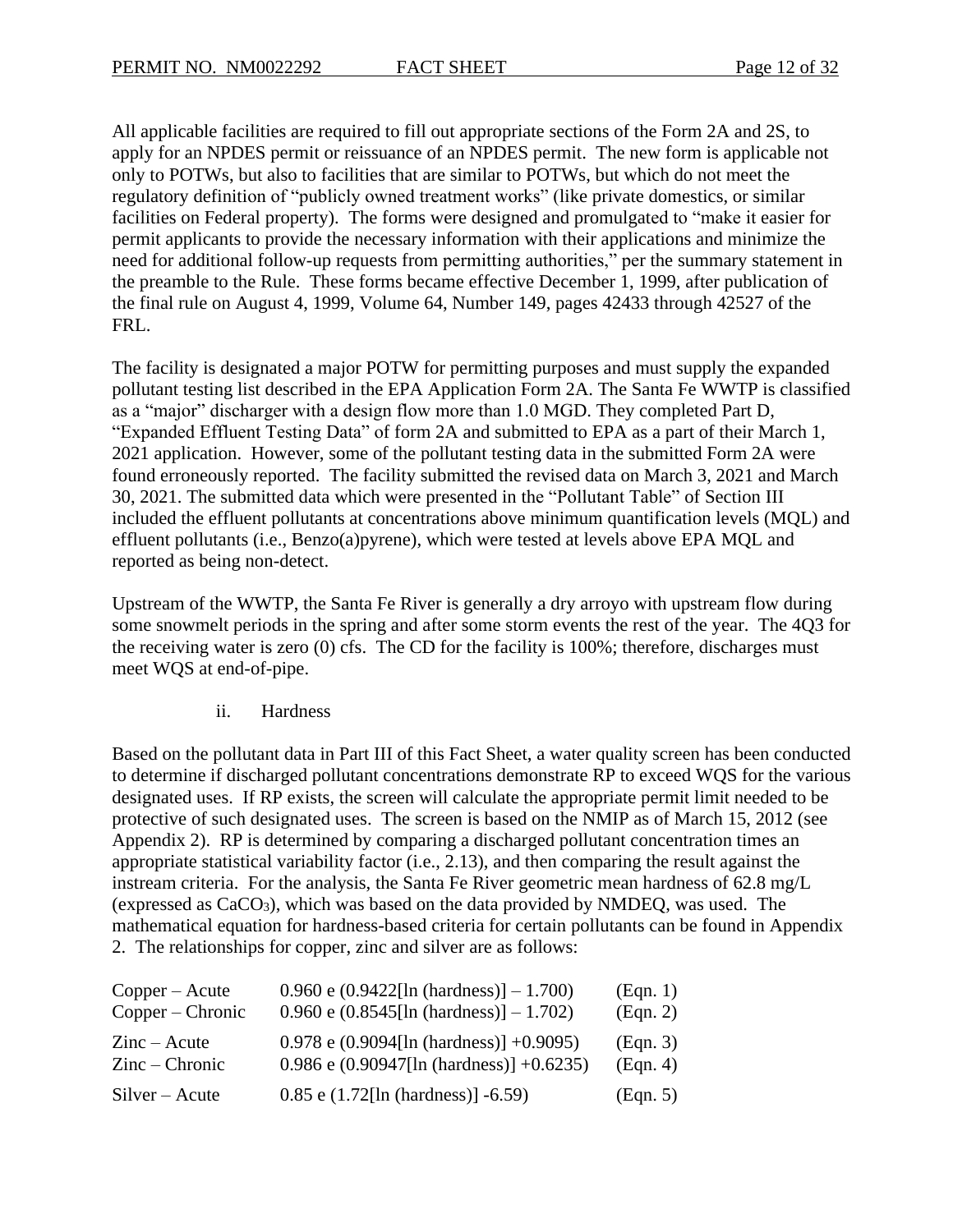All applicable facilities are required to fill out appropriate sections of the Form 2A and 2S, to apply for an NPDES permit or reissuance of an NPDES permit. The new form is applicable not only to POTWs, but also to facilities that are similar to POTWs, but which do not meet the regulatory definition of "publicly owned treatment works" (like private domestics, or similar facilities on Federal property). The forms were designed and promulgated to "make it easier for permit applicants to provide the necessary information with their applications and minimize the need for additional follow-up requests from permitting authorities," per the summary statement in the preamble to the Rule. These forms became effective December 1, 1999, after publication of the final rule on August 4, 1999, Volume 64, Number 149, pages 42433 through 42527 of the FRL.

The facility is designated a major POTW for permitting purposes and must supply the expanded pollutant testing list described in the EPA Application Form 2A. The Santa Fe WWTP is classified as a "major" discharger with a design flow more than 1.0 MGD. They completed Part D, "Expanded Effluent Testing Data" of form 2A and submitted to EPA as a part of their March 1, 2021 application. However, some of the pollutant testing data in the submitted Form 2A were found erroneously reported. The facility submitted the revised data on March 3, 2021 and March 30, 2021. The submitted data which were presented in the "Pollutant Table" of Section III included the effluent pollutants at concentrations above minimum quantification levels (MQL) and effluent pollutants (i.e., Benzo(a)pyrene), which were tested at levels above EPA MQL and reported as being non-detect.

Upstream of the WWTP, the Santa Fe River is generally a dry arroyo with upstream flow during some snowmelt periods in the spring and after some storm events the rest of the year. The 4Q3 for the receiving water is zero (0) cfs. The CD for the facility is 100%; therefore, discharges must meet WQS at end-of-pipe.

ii. Hardness

Based on the pollutant data in Part III of this Fact Sheet, a water quality screen has been conducted to determine if discharged pollutant concentrations demonstrate RP to exceed WQS for the various designated uses. If RP exists, the screen will calculate the appropriate permit limit needed to be protective of such designated uses. The screen is based on the NMIP as of March 15, 2012 (see Appendix 2). RP is determined by comparing a discharged pollutant concentration times an appropriate statistical variability factor (i.e., 2.13), and then comparing the result against the instream criteria. For the analysis, the Santa Fe River geometric mean hardness of 62.8 mg/L (expressed as $CaCO_3$), which was based on the data provided by NMDEQ, was used. The mathematical equation for hardness-based criteria for certain pollutants can be found in Appendix 2. The relationships for copper, zinc and silver are as follows:

| | | |
|---|---|---|
| Copper – Acute | 0.960 e (0.9422[ln (hardness)] – 1.700) | (Eqn. 1) |
| Copper – Chronic | 0.960 e (0.8545[ln (hardness)] – 1.702) | (Eqn. 2) |
| Zinc – Acute | 0.978 e (0.9094[ln (hardness)] +0.9095) | (Eqn. 3) |
| Zinc – Chronic | 0.986 e (0.90947[ln (hardness)] +0.6235) | (Eqn. 4) |
| Silver – Acute | 0.85 e (1.72[ln (hardness)] -6.59) | (Eqn. 5) |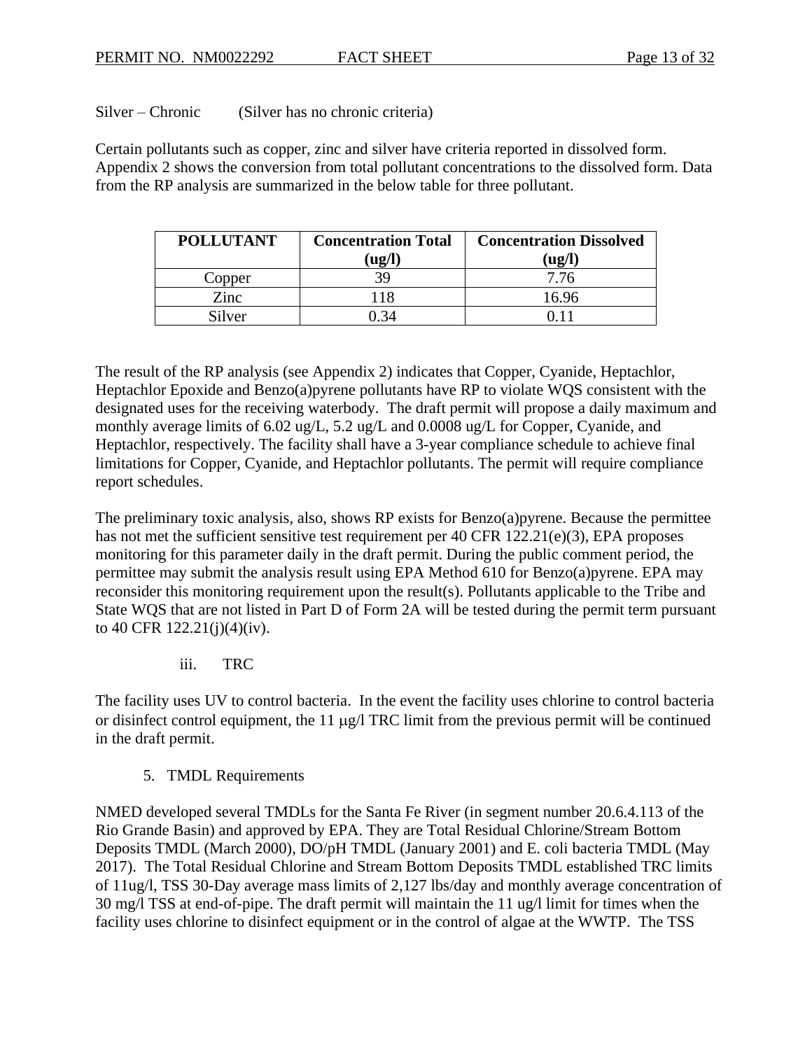Silver – Chronic (Silver has no chronic criteria)

Certain pollutants such as copper, zinc and silver have criteria reported in dissolved form. Appendix 2 shows the conversion from total pollutant concentrations to the dissolved form. Data from the RP analysis are summarized in the below table for three pollutant.

| POLLUTANT | Concentration Total (ug/l) | Concentration Dissolved (ug/l) |
|---|---|---|
| Copper | 39 | 7.76 |
| Zinc | 118 | 16.96 |
| Silver | 0.34 | 0.11 |

The result of the RP analysis (see Appendix 2) indicates that Copper, Cyanide, Heptachlor, Heptachlor Epoxide and Benzo(a)pyrene pollutants have RP to violate WQS consistent with the designated uses for the receiving waterbody. The draft permit will propose a daily maximum and monthly average limits of 6.02 ug/L, 5.2 ug/L and 0.0008 ug/L for Copper, Cyanide, and Heptachlor, respectively. The facility shall have a 3-year compliance schedule to achieve final limitations for Copper, Cyanide, and Heptachlor pollutants. The permit will require compliance report schedules.

The preliminary toxic analysis, also, shows RP exists for Benzo(a)pyrene. Because the permittee has not met the sufficient sensitive test requirement per 40 CFR 122.21(e)(3), EPA proposes monitoring for this parameter daily in the draft permit. During the public comment period, the permittee may submit the analysis result using EPA Method 610 for Benzo(a)pyrene. EPA may reconsider this monitoring requirement upon the result(s). Pollutants applicable to the Tribe and State WQS that are not listed in Part D of Form 2A will be tested during the permit term pursuant to 40 CFR 122.21(j)(4)(iv).

iii. TRC

The facility uses UV to control bacteria. In the event the facility uses chlorine to control bacteria or disinfect control equipment, the 11 μg/l TRC limit from the previous permit will be continued in the draft permit.

5. TMDL Requirements

NMED developed several TMDLs for the Santa Fe River (in segment number 20.6.4.113 of the Rio Grande Basin) and approved by EPA. They are Total Residual Chlorine/Stream Bottom Deposits TMDL (March 2000), DO/pH TMDL (January 2001) and E. coli bacteria TMDL (May 2017). The Total Residual Chlorine and Stream Bottom Deposits TMDL established TRC limits of 11ug/l, TSS 30-Day average mass limits of 2,127 lbs/day and monthly average concentration of 30 mg/l TSS at end-of-pipe. The draft permit will maintain the 11 ug/l limit for times when the facility uses chlorine to disinfect equipment or in the control of algae at the WWTP. The TSS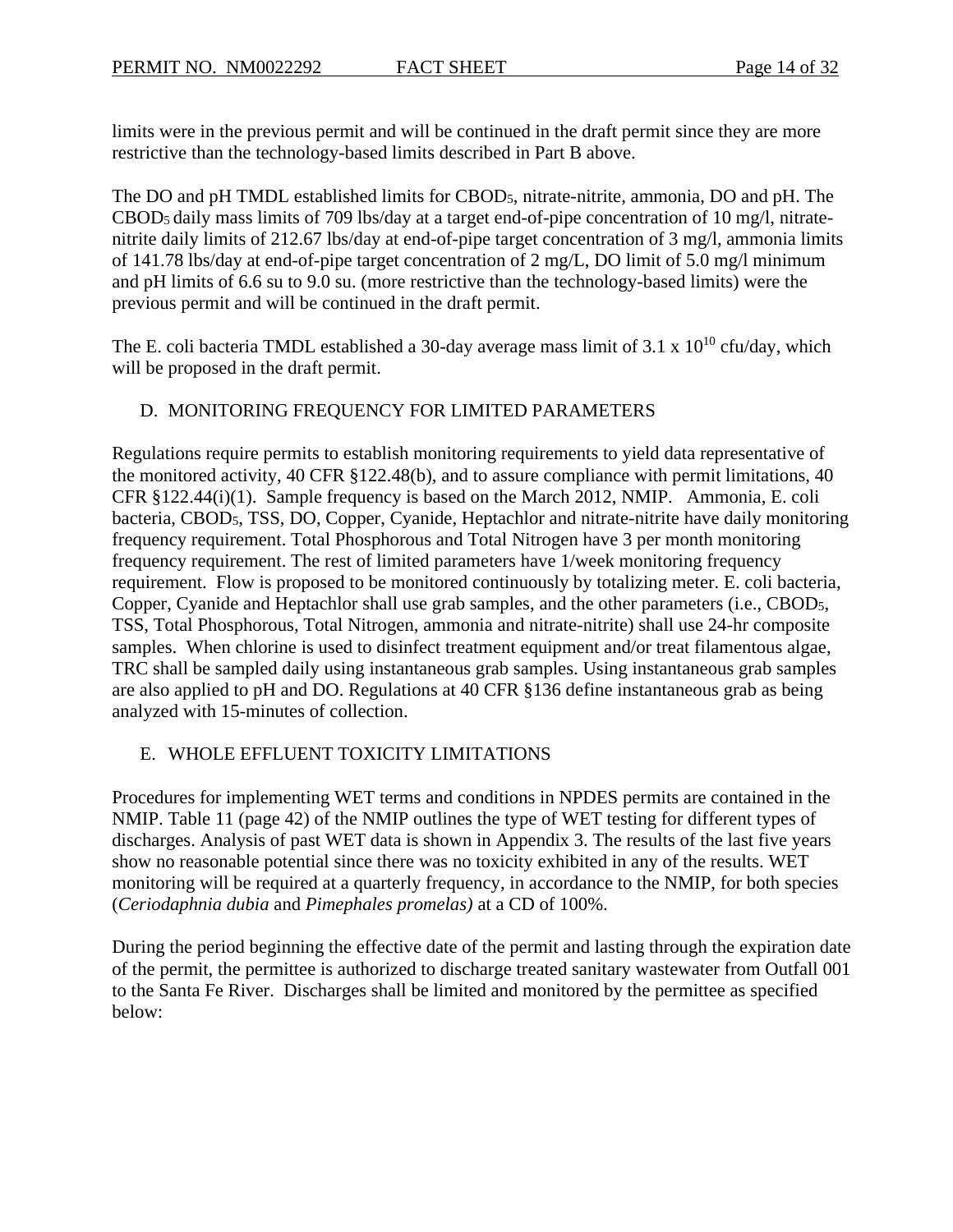limits were in the previous permit and will be continued in the draft permit since they are more restrictive than the technology-based limits described in Part B above.

The DO and pH TMDL established limits for $CBOD_5$, nitrate-nitrite, ammonia, DO and pH. The $CBOD_5$ daily mass limits of 709 lbs/day at a target end-of-pipe concentration of 10 mg/l, nitrate-nitrite daily limits of 212.67 lbs/day at end-of-pipe target concentration of 3 mg/l, ammonia limits of 141.78 lbs/day at end-of-pipe target concentration of 2 mg/L, DO limit of 5.0 mg/l minimum and pH limits of 6.6 su to 9.0 su. (more restrictive than the technology-based limits) were the previous permit and will be continued in the draft permit.

The E. coli bacteria TMDL established a 30-day average mass limit of $3.1 \times 10^{10}$ cfu/day, which will be proposed in the draft permit.

## D. MONITORING FREQUENCY FOR LIMITED PARAMETERS

Regulations require permits to establish monitoring requirements to yield data representative of the monitored activity, 40 CFR §122.48(b), and to assure compliance with permit limitations, 40 CFR §122.44(i)(1). Sample frequency is based on the March 2012, NMIP. Ammonia, E. coli bacteria, $CBOD_5$, TSS, DO, Copper, Cyanide, Heptachlor and nitrate-nitrite have daily monitoring frequency requirement. Total Phosphorous and Total Nitrogen have 3 per month monitoring frequency requirement. The rest of limited parameters have 1/week monitoring frequency requirement. Flow is proposed to be monitored continuously by totalizing meter. E. coli bacteria, Copper, Cyanide and Heptachlor shall use grab samples, and the other parameters (i.e., $CBOD_5$, TSS, Total Phosphorous, Total Nitrogen, ammonia and nitrate-nitrite) shall use 24-hr composite samples. When chlorine is used to disinfect treatment equipment and/or treat filamentous algae, TRC shall be sampled daily using instantaneous grab samples. Using instantaneous grab samples are also applied to pH and DO. Regulations at 40 CFR §136 define instantaneous grab as being analyzed with 15-minutes of collection.

## E. WHOLE EFFLUENT TOXICITY LIMITATIONS

Procedures for implementing WET terms and conditions in NPDES permits are contained in the NMIP. Table 11 (page 42) of the NMIP outlines the type of WET testing for different types of discharges. Analysis of past WET data is shown in Appendix 3. The results of the last five years show no reasonable potential since there was no toxicity exhibited in any of the results. WET monitoring will be required at a quarterly frequency, in accordance to the NMIP, for both species (*Ceriodaphnia dubia* and *Pimephales promelas)* at a CD of 100%.

During the period beginning the effective date of the permit and lasting through the expiration date of the permit, the permittee is authorized to discharge treated sanitary wastewater from Outfall 001 to the Santa Fe River. Discharges shall be limited and monitored by the permittee as specified below: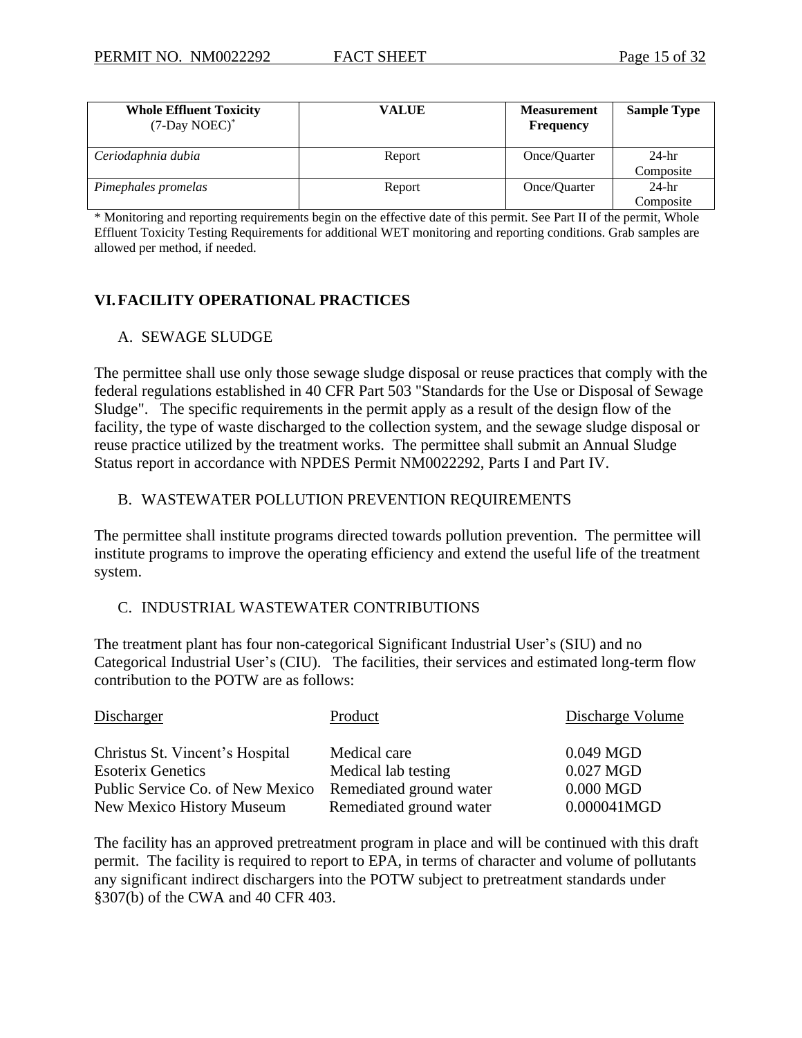| **Whole Effluent Toxicity** (7-Day NOEC)* | **VALUE** | **Measurement Frequency** | **Sample Type** |
|---|---|---|---|
| *Ceriodaphnia dubia* | Report | Once/Quarter | 24-hr Composite |
| *Pimephales promelas* | Report | Once/Quarter | 24-hr Composite |

\* Monitoring and reporting requirements begin on the effective date of this permit. See Part II of the permit, Whole Effluent Toxicity Testing Requirements for additional WET monitoring and reporting conditions. Grab samples are allowed per method, if needed.

## VI. FACILITY OPERATIONAL PRACTICES

### A. SEWAGE SLUDGE

The permittee shall use only those sewage sludge disposal or reuse practices that comply with the federal regulations established in 40 CFR Part 503 "Standards for the Use or Disposal of Sewage Sludge". The specific requirements in the permit apply as a result of the design flow of the facility, the type of waste discharged to the collection system, and the sewage sludge disposal or reuse practice utilized by the treatment works. The permittee shall submit an Annual Sludge Status report in accordance with NPDES Permit NM0022292, Parts I and Part IV.

### B. WASTEWATER POLLUTION PREVENTION REQUIREMENTS

The permittee shall institute programs directed towards pollution prevention. The permittee will institute programs to improve the operating efficiency and extend the useful life of the treatment system.

### C. INDUSTRIAL WASTEWATER CONTRIBUTIONS

The treatment plant has four non-categorical Significant Industrial User's (SIU) and no Categorical Industrial User's (CIU). The facilities, their services and estimated long-term flow contribution to the POTW are as follows:

| Discharger | Product | Discharge Volume |
|---|---|---|
| Christus St. Vincent's Hospital | Medical care | 0.049 MGD |
| Esoterix Genetics | Medical lab testing | 0.027 MGD |
| Public Service Co. of New Mexico | Remediated ground water | 0.000 MGD |
| New Mexico History Museum | Remediated ground water | 0.000041MGD |

The facility has an approved pretreatment program in place and will be continued with this draft permit. The facility is required to report to EPA, in terms of character and volume of pollutants any significant indirect dischargers into the POTW subject to pretreatment standards under §307(b) of the CWA and 40 CFR 403.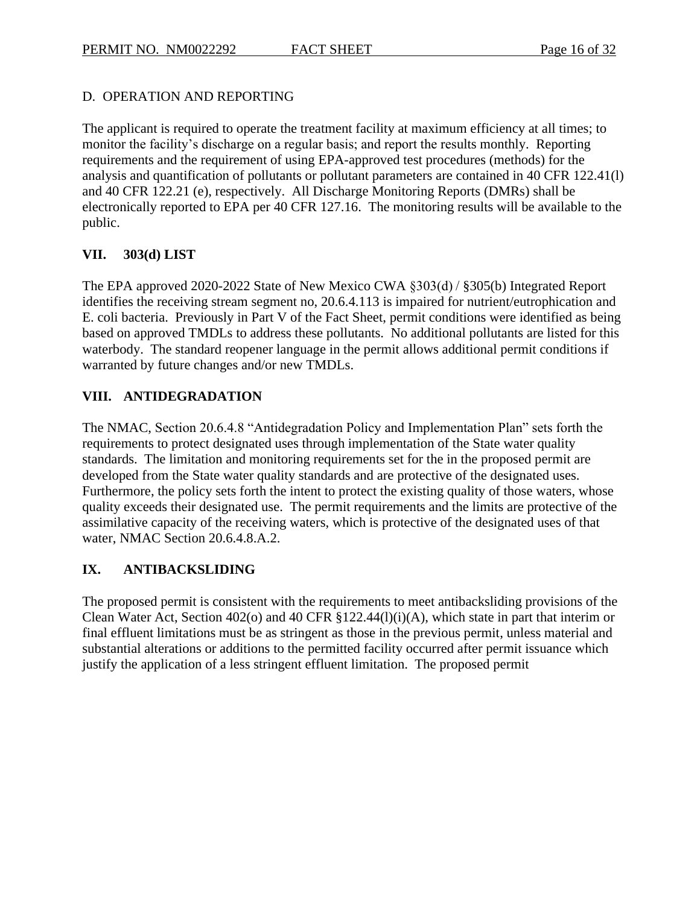D. OPERATION AND REPORTING

The applicant is required to operate the treatment facility at maximum efficiency at all times; to monitor the facility's discharge on a regular basis; and report the results monthly. Reporting requirements and the requirement of using EPA-approved test procedures (methods) for the analysis and quantification of pollutants or pollutant parameters are contained in 40 CFR 122.41(l) and 40 CFR 122.21 (e), respectively. All Discharge Monitoring Reports (DMRs) shall be electronically reported to EPA per 40 CFR 127.16. The monitoring results will be available to the public.

## VII. 303(d) LIST

The EPA approved 2020-2022 State of New Mexico CWA §303(d) / §305(b) Integrated Report identifies the receiving stream segment no, 20.6.4.113 is impaired for nutrient/eutrophication and E. coli bacteria. Previously in Part V of the Fact Sheet, permit conditions were identified as being based on approved TMDLs to address these pollutants. No additional pollutants are listed for this waterbody. The standard reopener language in the permit allows additional permit conditions if warranted by future changes and/or new TMDLs.

## VIII. ANTIDEGRADATION

The NMAC, Section 20.6.4.8 "Antidegradation Policy and Implementation Plan" sets forth the requirements to protect designated uses through implementation of the State water quality standards. The limitation and monitoring requirements set for the in the proposed permit are developed from the State water quality standards and are protective of the designated uses. Furthermore, the policy sets forth the intent to protect the existing quality of those waters, whose quality exceeds their designated use. The permit requirements and the limits are protective of the assimilative capacity of the receiving waters, which is protective of the designated uses of that water, NMAC Section 20.6.4.8.A.2.

## IX. ANTIBACKSLIDING

The proposed permit is consistent with the requirements to meet antibacksliding provisions of the Clean Water Act, Section 402(o) and 40 CFR §122.44(l)(i)(A), which state in part that interim or final effluent limitations must be as stringent as those in the previous permit, unless material and substantial alterations or additions to the permitted facility occurred after permit issuance which justify the application of a less stringent effluent limitation. The proposed permit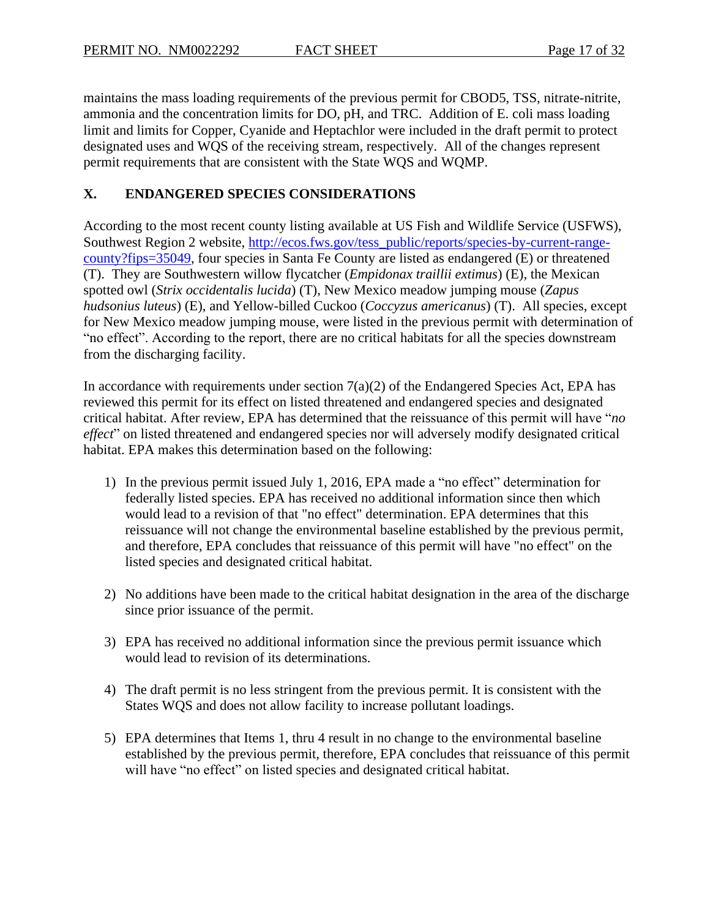maintains the mass loading requirements of the previous permit for CBOD5, TSS, nitrate-nitrite, ammonia and the concentration limits for DO, pH, and TRC. Addition of E. coli mass loading limit and limits for Copper, Cyanide and Heptachlor were included in the draft permit to protect designated uses and WQS of the receiving stream, respectively. All of the changes represent permit requirements that are consistent with the State WQS and WQMP.

## X. ENDANGERED SPECIES CONSIDERATIONS

According to the most recent county listing available at US Fish and Wildlife Service (USFWS), Southwest Region 2 website, [http://ecos.fws.gov/tess_public/reports/species-by-current-range-county?fips=35049](http://ecos.fws.gov/tess_public/reports/species-by-current-range-county?fips=35049), four species in Santa Fe County are listed as endangered (E) or threatened (T). They are Southwestern willow flycatcher (*Empidonax traillii extimus*) (E), the Mexican spotted owl (*Strix occidentalis lucida*) (T), New Mexico meadow jumping mouse (*Zapus hudsonius luteus*) (E), and Yellow-billed Cuckoo (*Coccyzus americanus*) (T). All species, except for New Mexico meadow jumping mouse, were listed in the previous permit with determination of "no effect". According to the report, there are no critical habitats for all the species downstream from the discharging facility.

In accordance with requirements under section 7(a)(2) of the Endangered Species Act, EPA has reviewed this permit for its effect on listed threatened and endangered species and designated critical habitat. After review, EPA has determined that the reissuance of this permit will have "*no effect*" on listed threatened and endangered species nor will adversely modify designated critical habitat. EPA makes this determination based on the following:

1) In the previous permit issued July 1, 2016, EPA made a "no effect" determination for federally listed species. EPA has received no additional information since then which would lead to a revision of that "no effect" determination. EPA determines that this reissuance will not change the environmental baseline established by the previous permit, and therefore, EPA concludes that reissuance of this permit will have "no effect" on the listed species and designated critical habitat.

2) No additions have been made to the critical habitat designation in the area of the discharge since prior issuance of the permit.

3) EPA has received no additional information since the previous permit issuance which would lead to revision of its determinations.

4) The draft permit is no less stringent from the previous permit. It is consistent with the States WQS and does not allow facility to increase pollutant loadings.

5) EPA determines that Items 1, thru 4 result in no change to the environmental baseline established by the previous permit, therefore, EPA concludes that reissuance of this permit will have "no effect" on listed species and designated critical habitat.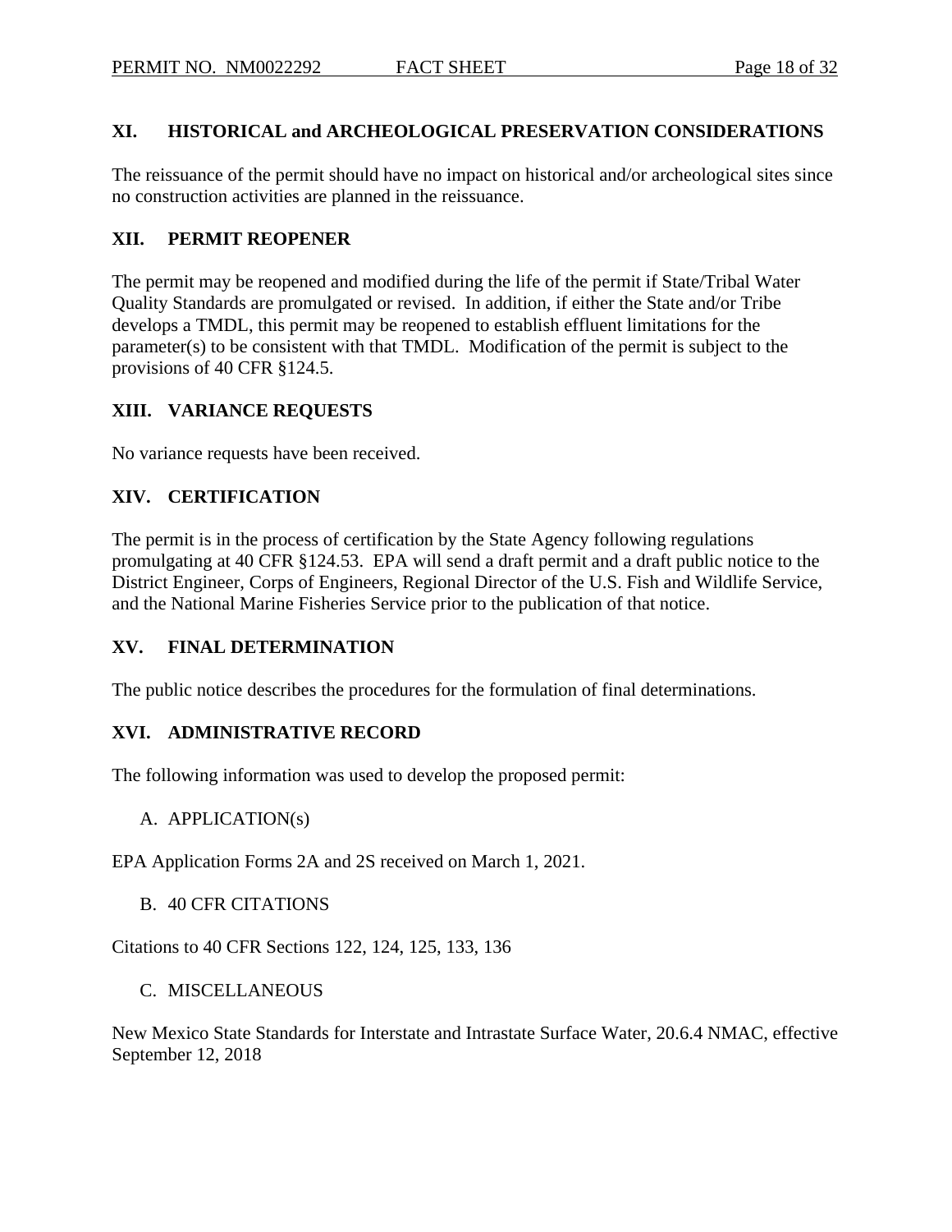## XI. HISTORICAL and ARCHEOLOGICAL PRESERVATION CONSIDERATIONS

The reissuance of the permit should have no impact on historical and/or archeological sites since no construction activities are planned in the reissuance.

## XII. PERMIT REOPENER

The permit may be reopened and modified during the life of the permit if State/Tribal Water Quality Standards are promulgated or revised. In addition, if either the State and/or Tribe develops a TMDL, this permit may be reopened to establish effluent limitations for the parameter(s) to be consistent with that TMDL. Modification of the permit is subject to the provisions of 40 CFR §124.5.

## XIII. VARIANCE REQUESTS

No variance requests have been received.

## XIV. CERTIFICATION

The permit is in the process of certification by the State Agency following regulations promulgating at 40 CFR §124.53. EPA will send a draft permit and a draft public notice to the District Engineer, Corps of Engineers, Regional Director of the U.S. Fish and Wildlife Service, and the National Marine Fisheries Service prior to the publication of that notice.

## XV. FINAL DETERMINATION

The public notice describes the procedures for the formulation of final determinations.

## XVI. ADMINISTRATIVE RECORD

The following information was used to develop the proposed permit:

### A. APPLICATION(s)

EPA Application Forms 2A and 2S received on March 1, 2021.

### B. 40 CFR CITATIONS

Citations to 40 CFR Sections 122, 124, 125, 133, 136

### C. MISCELLANEOUS

New Mexico State Standards for Interstate and Intrastate Surface Water, 20.6.4 NMAC, effective September 12, 2018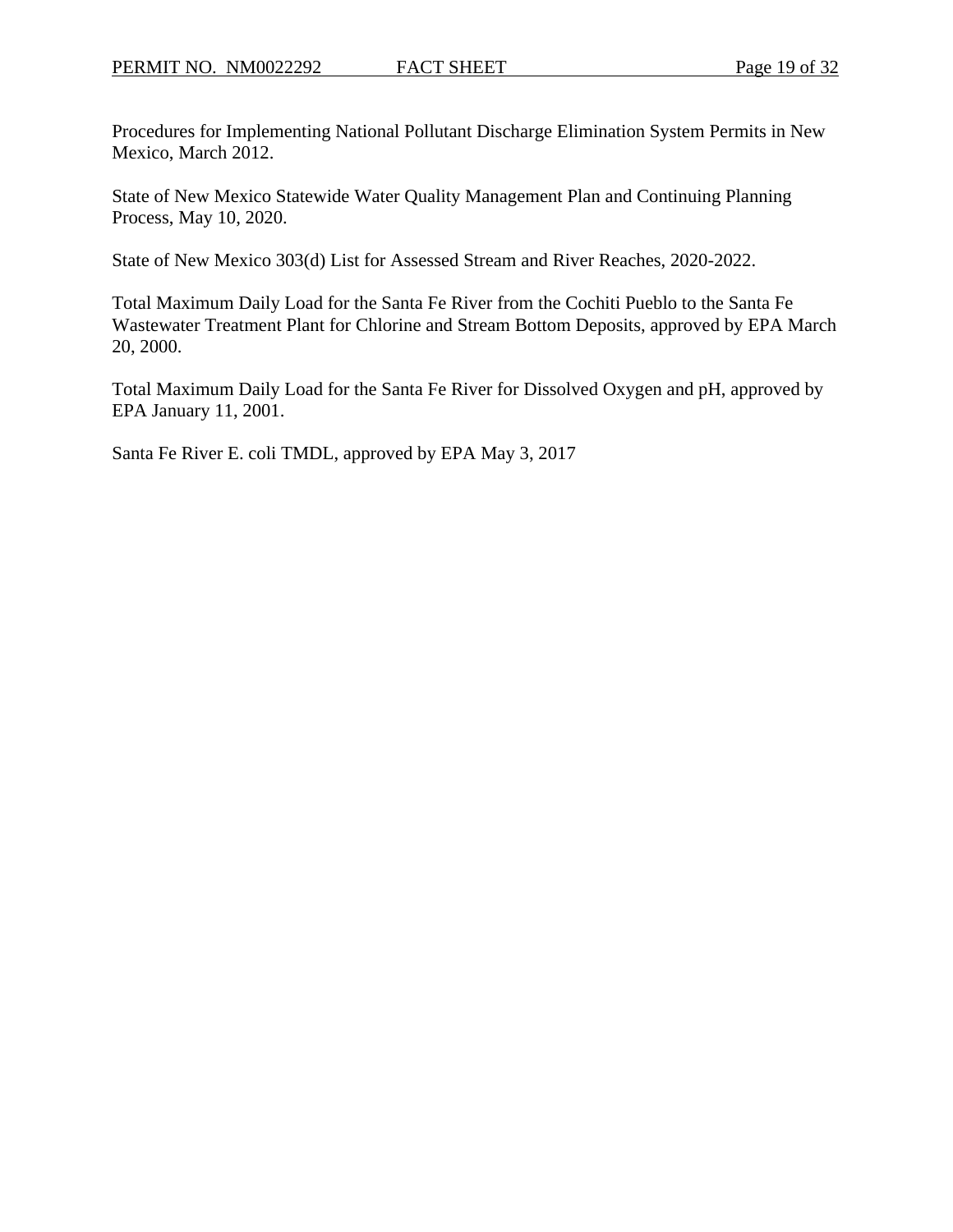Procedures for Implementing National Pollutant Discharge Elimination System Permits in New Mexico, March 2012.

State of New Mexico Statewide Water Quality Management Plan and Continuing Planning Process, May 10, 2020.

State of New Mexico 303(d) List for Assessed Stream and River Reaches, 2020-2022.

Total Maximum Daily Load for the Santa Fe River from the Cochiti Pueblo to the Santa Fe Wastewater Treatment Plant for Chlorine and Stream Bottom Deposits, approved by EPA March 20, 2000.

Total Maximum Daily Load for the Santa Fe River for Dissolved Oxygen and pH, approved by EPA January 11, 2001.

Santa Fe River E. coli TMDL, approved by EPA May 3, 2017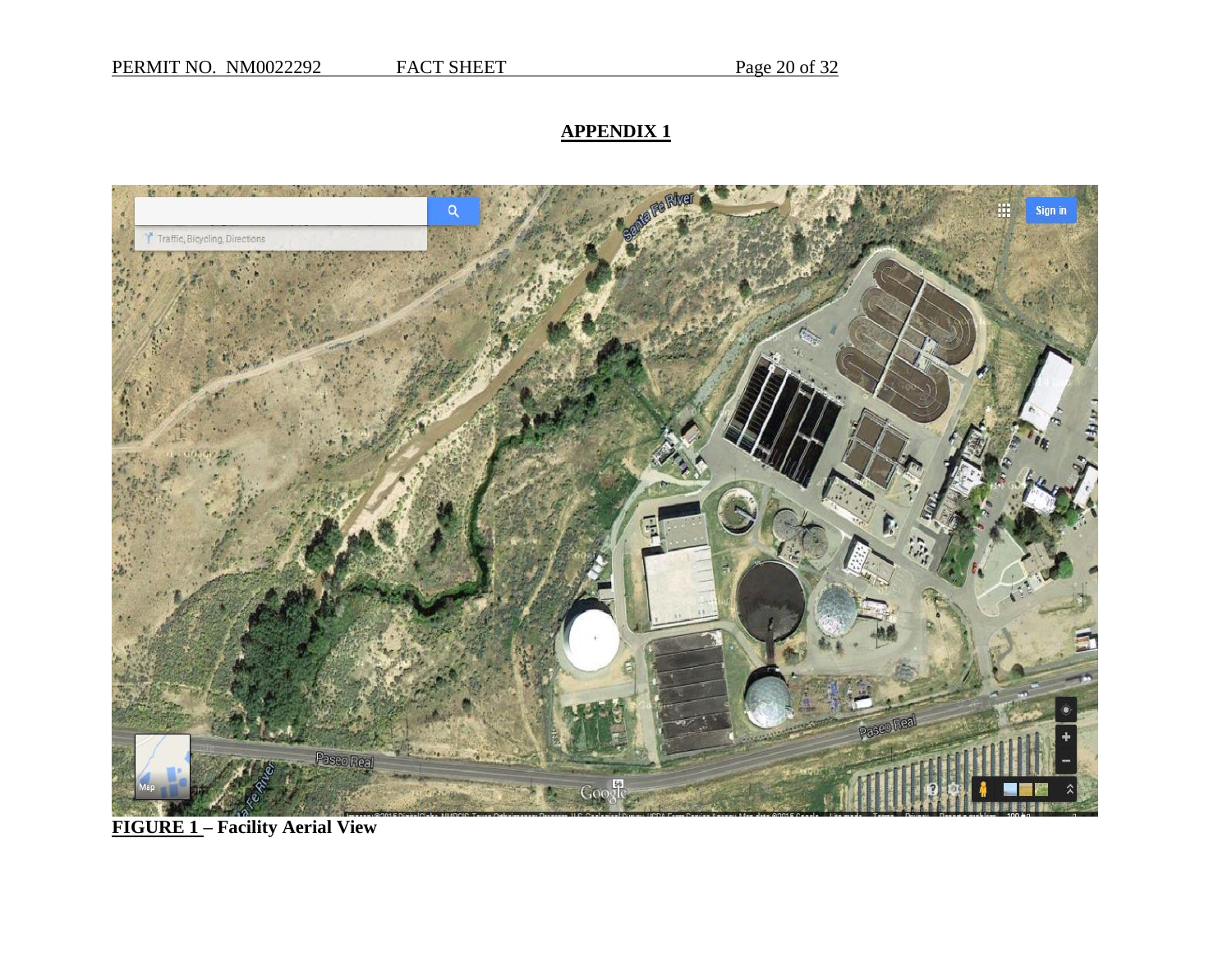## APPENDIX 1

**FIGURE 1 – Facility Aerial View**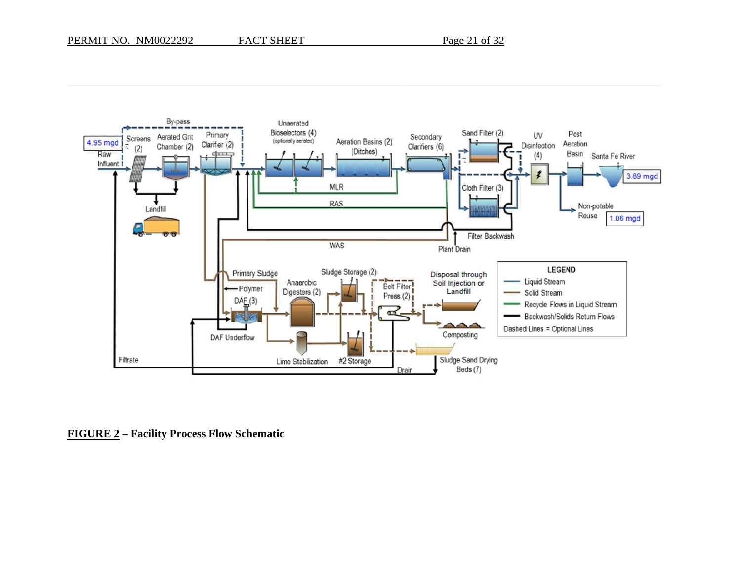**FIGURE 2 – Facility Process Flow Schematic**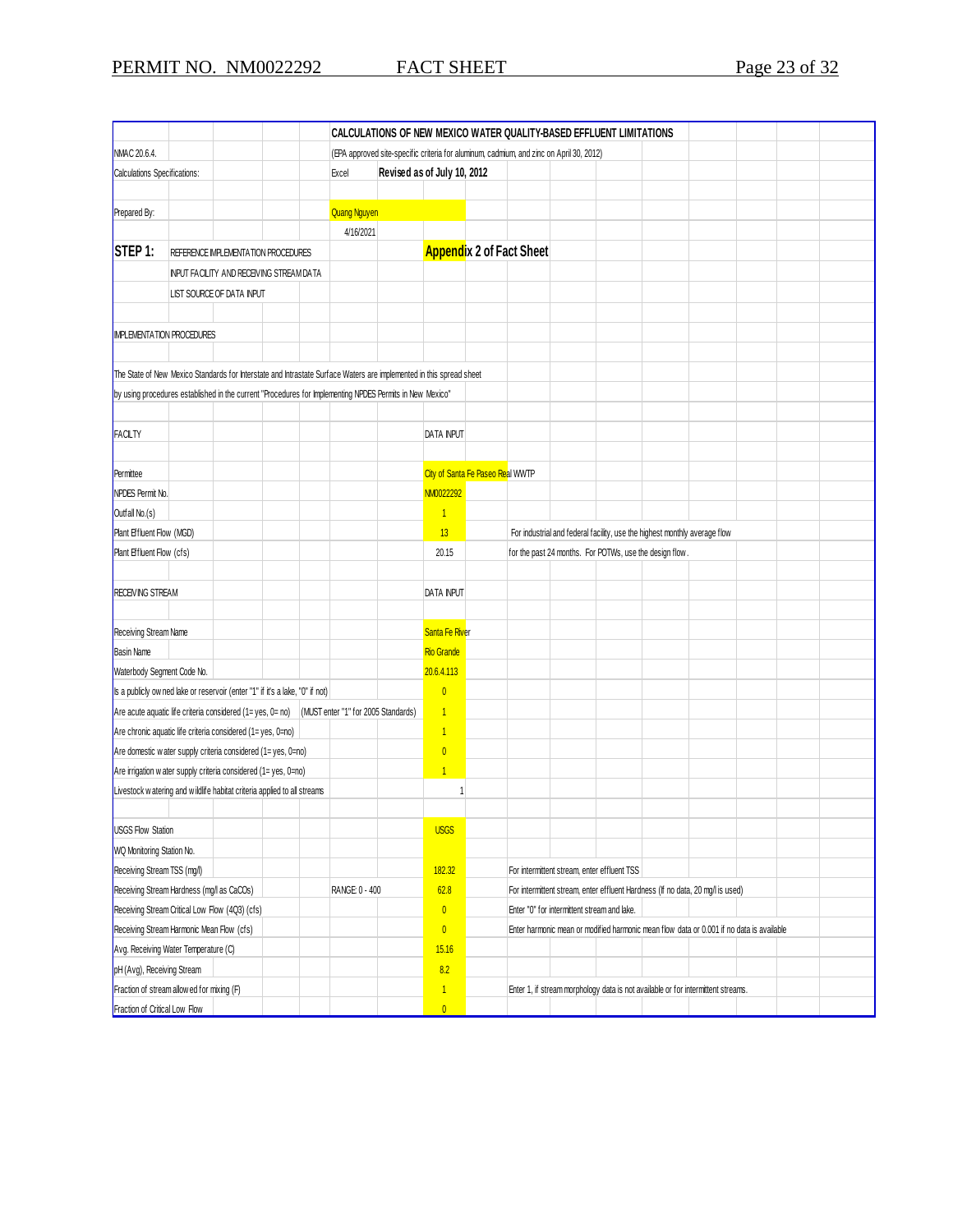**CALCULATIONS OF NEW MEXICO WATER QUALITY-BASED EFFLUENT LIMITATIONS**

| | | |
|---|---|---|
| NMAC 20.6.4. | (EPA approved site-specific criteria for aluminum, cadmium, and zinc on April 30, 2012) | |
| Calculations Specifications: | Excel | **Revised as of July 10, 2012** |
| Prepared By: | Quang Nguyen | |
| | 4/16/2021 | |

**STEP 1:** REFERENCE IMPLEMENTATION PROCEDURES
INPUT FACILITY AND RECEIVING STREAM DATA
LIST SOURCE OF DATA INPUT

**Appendix 2 of Fact Sheet**

IMPLEMENTATION PROCEDURES

The State of New Mexico Standards for Interstate and Intrastate Surface Waters are implemented in this spread sheet
by using procedures established in the current "Procedures for Implementing NPDES Permits in New Mexico"

| FACILTY | DATA INPUT | |
|---|---|---|
| Permittee | City of Santa Fe Paseo Real WWTP | |
| NPDES Permit No. | NM0022292 | |
| Outfall No.(s) | 1 | |
| Plant Effluent Flow (MGD) | 13 | For industrial and federal facility, use the highest monthly average flow |
| Plant Effluent Flow (cfs) | 20.15 | for the past 24 months. For POTWs, use the design flow. |

| RECEIVING STREAM | | DATA INPUT | |
|---|---|---|---|
| Receiving Stream Name | | Santa Fe River | |
| Basin Name | | Rio Grande | |
| Waterbody Segment Code No. | | 20.6.4.113 | |
| Is a publicly owned lake or reservoir (enter "1" if it's a lake, "0" if not) | | 0 | |
| Are acute aquatic life criteria considered (1= yes, 0= no) | (MUST enter "1" for 2005 Standards) | 1 | |
| Are chronic aquatic life criteria considered (1= yes, 0=no) | | 1 | |
| Are domestic water supply criteria considered (1= yes, 0=no) | | 0 | |
| Are irrigation water supply criteria considered (1= yes, 0=no) | | 1 | |
| Livestock watering and wildlife habitat criteria applied to all streams | | 1 | |
| USGS Flow Station | | USGS | |
| WQ Monitoring Station No. | | | |
| Receiving Stream TSS (mg/l) | | 182.32 | For intermittent stream, enter effluent TSS |
| Receiving Stream Hardness (mg/l as CaCO₃) | RANGE: 0 - 400 | 62.8 | For intermittent stream, enter effluent Hardness (If no data, 20 mg/l is used) |
| Receiving Stream Critical Low Flow (4Q3) (cfs) | | 0 | Enter "0" for intermittent stream and lake. |
| Receiving Stream Harmonic Mean Flow (cfs) | | 0 | Enter harmonic mean or modified harmonic mean flow data or 0.001 if no data is available |
| Avg. Receiving Water Temperature (C) | | 15.16 | |
| pH (Avg), Receiving Stream | | 8.2 | |
| Fraction of stream allowed for mixing (F) | | 1 | Enter 1, if stream morphology data is not available or for intermittent streams. |
| Fraction of Critical Low Flow | | 0 | |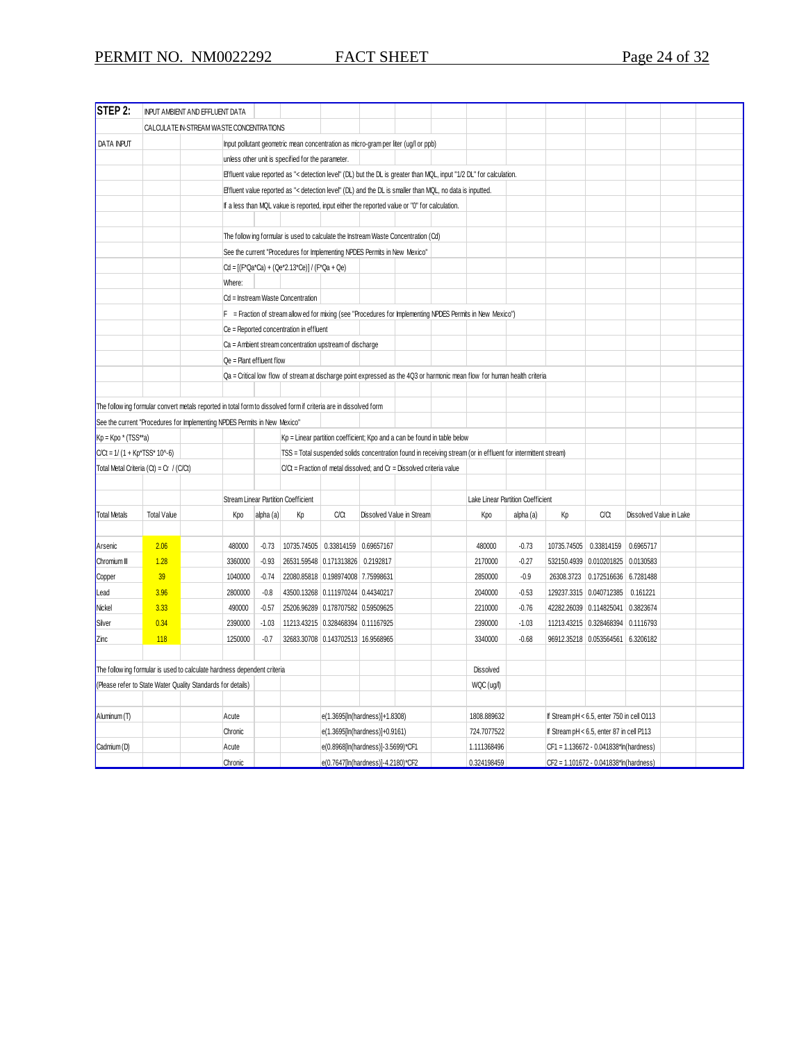**STEP 2:** INPUT AMBIENT AND EFFLUENT DATA

CALCULATE IN-STREAM WASTE CONCENTRATIONS

DATA INPUT

Input pollutant geometric mean concentration as micro-gram per liter (ug/l or ppb)

unless other unit is specified for the parameter.

Effluent value reported as "< detection level" (DL) but the DL is greater than MQL, input "1/2 DL" for calculation.

Effluent value reported as "< detection level" (DL) and the DL is smaller than MQL, no data is inputted.

If a less than MQL vakue is reported, input either the reported value or "0" for calculation.

The following formular is used to calculate the Instream Waste Concentration (Cd)

See the current "Procedures for Implementing NPDES Permits in New Mexico"

Cd = [(F*Qa*Ca) + (Qe*2.13*Ce)] / (F*Qa + Qe)

Where:

Cd = Instream Waste Concentration

F = Fraction of stream allowed for mixing (see "Procedures for Implementing NPDES Permits in New Mexico")

Ce = Reported concentration in effluent

Ca = Ambient stream concentration upstream of discharge

Qe = Plant effluent flow

Qa = Critical low flow of stream at discharge point expressed as the 4Q3 or harmonic mean flow for human health criteria

The following formular convert metals reported in total form to dissolved form if criteria are in dissolved form

See the current "Procedures for Implementing NPDES Permits in New Mexico"

| | |
|---|---|
| Kp = Kpo * (TSS**a) | Kp = Linear partition coefficient; Kpo and a can be found in table below |
| C/Ct = 1/ (1 + Kp*TSS* 10^-6) | TSS = Total suspended solids concentration found in receiving stream (or in effluent for intermittent stream) |
| Total Metal Criteria (Ct) = Cr / (C/Ct) | C/Ct = Fraction of metal dissolved; and Cr = Dissolved criteria value |

| | | Stream Linear Partition Coefficient | | | | | Lake Linear Partition Coefficient | | | | |
|---|---|---|---|---|---|---|---|---|---|---|---|
| Total Metals | Total Value | Kpo | alpha (a) | Kp | C/Ct | Dissolved Value in Stream | Kpo | alpha (a) | Kp | C/Ct | Dissolved Value in Lake |
| Arsenic | 2.06 | 480000 | -0.73 | 10735.74505 | 0.33814159 | 0.69657167 | 480000 | -0.73 | 10735.74505 | 0.33814159 | 0.6965717 |
| Chromium III | 1.28 | 3360000 | -0.93 | 26531.59548 | 0.171313826 | 0.2192817 | 2170000 | -0.27 | 532150.4939 | 0.010201825 | 0.0130583 |
| Copper | 39 | 1040000 | -0.74 | 22080.85818 | 0.198974008 | 7.75998631 | 2850000 | -0.9 | 26308.3723 | 0.172516636 | 6.7281488 |
| Lead | 3.96 | 2800000 | -0.8 | 43500.13268 | 0.111970244 | 0.44340217 | 2040000 | -0.53 | 129237.3315 | 0.040712385 | 0.161221 |
| Nickel | 3.33 | 490000 | -0.57 | 25206.96289 | 0.178707582 | 0.59509625 | 2210000 | -0.76 | 42282.26039 | 0.114825041 | 0.3823674 |
| Silver | 0.34 | 2390000 | -1.03 | 11213.43215 | 0.328468394 | 0.11167925 | 2390000 | -1.03 | 11213.43215 | 0.328468394 | 0.1116793 |
| Zinc | 118 | 1250000 | -0.7 | 32683.30708 | 0.143702513 | 16.9568965 | 3340000 | -0.68 | 96912.35218 | 0.053564561 | 6.3206182 |

The following formular is used to calculate hardness dependent criteria

(Please refer to State Water Quality Standards for details)

| | | | Dissolved WQC (ug/l) | |
|---|---|---|---|---|
| Aluminum (T) | Acute | e(1.3695[ln(hardness)]+1.8308) | 1808.889632 | If Stream pH < 6.5, enter 750 in cell O113 |
| | Chronic | e(1.3695[ln(hardness)]+0.9161) | 724.7077522 | If Stream pH < 6.5, enter 87 in cell P113 |
| Cadmium (D) | Acute | e(0.8968[ln(hardness)]-3.5699)*CF1 | 1.111368496 | CF1 = 1.136672 - 0.041838*ln(hardness) |
| | Chronic | e(0.7647[ln(hardness)]-4.2180)*CF2 | 0.324198459 | CF2 = 1.101672 - 0.041838*ln(hardness) |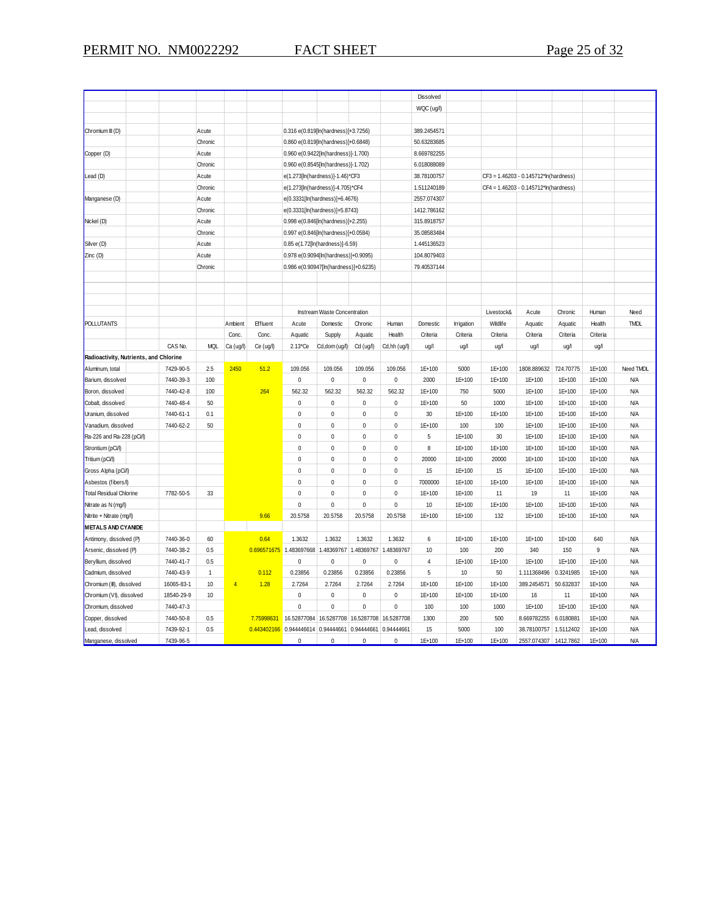| | | | | | | | | | | | | | | | | |
|---|---|---|---|---|---|---|---|---|---|---|---|---|---|---|---|---|
| | | | | | | | | | | Dissolved | | | | | | |
| | | | | | | | | | | WQC (ug/l) | | | | | | |
| Chromium III (D) | | | Acute | | | 0.316 e(0.819[ln(hardness)]+3.7256) | | | | 389.2454571 | | | | | | |
| | | | Chronic | | | 0.860 e(0.819[ln(hardness)]+0.6848) | | | | 50.63283685 | | | | | | |
| Copper (D) | | | Acute | | | 0.960 e(0.9422[ln(hardness)]-1.700) | | | | 8.669782255 | | | | | | |
| | | | Chronic | | | 0.960 e(0.8545[ln(hardness)]-1.702) | | | | 6.018088089 | | | | | | |
| Lead (D) | | | Acute | | | e(1.273[ln(hardness)]-1.46)*CF3 | | | | 38.78100757 | | CF3 = 1.46203 - 0.145712*ln(hardness) | | | | |
| | | | Chronic | | | e(1.273[ln(hardness)]-4.705)*CF4 | | | | 1.511240189 | | CF4 = 1.46203 - 0.145712*ln(hardness) | | | | |
| Manganese (D) | | | Acute | | | e(0.3331[ln(hardness)]+6.4676) | | | | 2557.074307 | | | | | | |
| | | | Chronic | | | e(0.3331[ln(hardness)]+5.8743) | | | | 1412.786162 | | | | | | |
| Nickel (D) | | | Acute | | | 0.998 e(0.846[ln(hardness)]+2.255) | | | | 315.8918757 | | | | | | |
| | | | Chronic | | | 0.997 e(0.846[ln(hardness)]+0.0584) | | | | 35.08583484 | | | | | | |
| Silver (D) | | | Acute | | | 0.85 e(1.72[ln(hardness)]-6.59) | | | | 1.445136523 | | | | | | |
| Zinc (D) | | | Acute | | | 0.978 e(0.9094[ln(hardness)]+0.9095) | | | | 104.8079403 | | | | | | |
| | | | Chronic | | | 0.986 e(0.90947[ln(hardness)]+0.6235) | | | | 79.40537144 | | | | | | |

| POLLUTANTS | CAS No. | MQL | Ambient Conc. Ca (ug/l) | Effluent Conc. Ce (ug/l) | Instream Waste Concentration Acute Aquatic 2.13*Ce | Domestic Supply Cd,dom (ug/l) | Chronic Aquatic Cd (ug/l) | Human Health Cd,hh (ug/l) | Domestic Criteria ug/l | Irrigation Criteria ug/l | Livestock& Wildlife Criteria ug/l | Acute Aquatic Criteria ug/l | Chronic Aquatic Criteria ug/l | Human Health Criteria ug/l | Need TMDL |
|---|---|---|---|---|---|---|---|---|---|---|---|---|---|---|---|
| **Radioactivity, Nutrients, and Chlorine** | | | | | | | | | | | | | | | |
| Aluminum, total | 7429-90-5 | 2.5 | 2450 | 51.2 | 109.056 | 109.056 | 109.056 | 109.056 | 1E+100 | 5000 | 1E+100 | 1808.889632 | 724.70775 | 1E+100 | Need TMDL |
| Barium, dissolved | 7440-39-3 | 100 | | | 0 | 0 | 0 | 0 | 2000 | 1E+100 | 1E+100 | 1E+100 | 1E+100 | 1E+100 | N/A |
| Boron, dissolved | 7440-42-8 | 100 | | 264 | 562.32 | 562.32 | 562.32 | 562.32 | 1E+100 | 750 | 5000 | 1E+100 | 1E+100 | 1E+100 | N/A |
| Cobalt, dissolved | 7440-48-4 | 50 | | | 0 | 0 | 0 | 0 | 1E+100 | 50 | 1000 | 1E+100 | 1E+100 | 1E+100 | N/A |
| Uranium, dissolved | 7440-61-1 | 0.1 | | | 0 | 0 | 0 | 0 | 30 | 1E+100 | 1E+100 | 1E+100 | 1E+100 | 1E+100 | N/A |
| Vanadium, dissolved | 7440-62-2 | 50 | | | 0 | 0 | 0 | 0 | 1E+100 | 100 | 100 | 1E+100 | 1E+100 | 1E+100 | N/A |
| Ra-226 and Ra-228 (pCi/l) | | | | | 0 | 0 | 0 | 0 | 5 | 1E+100 | 30 | 1E+100 | 1E+100 | 1E+100 | N/A |
| Strontium (pCi/l) | | | | | 0 | 0 | 0 | 0 | 8 | 1E+100 | 1E+100 | 1E+100 | 1E+100 | 1E+100 | N/A |
| Tritium (pCi/l) | | | | | 0 | 0 | 0 | 0 | 20000 | 1E+100 | 20000 | 1E+100 | 1E+100 | 1E+100 | N/A |
| Gross Alpha (pCi/l) | | | | | 0 | 0 | 0 | 0 | 15 | 1E+100 | 15 | 1E+100 | 1E+100 | 1E+100 | N/A |
| Asbestos (fibers/l) | | | | | 0 | 0 | 0 | 0 | 7000000 | 1E+100 | 1E+100 | 1E+100 | 1E+100 | 1E+100 | N/A |
| Total Residual Chlorine | 7782-50-5 | 33 | | | 0 | 0 | 0 | 0 | 1E+100 | 1E+100 | 11 | 19 | 11 | 1E+100 | N/A |
| Nitrate as N (mg/l) | | | | | 0 | 0 | 0 | 0 | 10 | 1E+100 | 1E+100 | 1E+100 | 1E+100 | 1E+100 | N/A |
| Nitrite + Nitrate (mg/l) | | | | 9.66 | 20.5758 | 20.5758 | 20.5758 | 20.5758 | 1E+100 | 1E+100 | 132 | 1E+100 | 1E+100 | 1E+100 | N/A |
| **METALS AND CYANIDE** | | | | | | | | | | | | | | | |
| Antimony, dissolved (P) | 7440-36-0 | 60 | | 0.64 | 1.3632 | 1.3632 | 1.3632 | 1.3632 | 6 | 1E+100 | 1E+100 | 1E+100 | 1E+100 | 640 | N/A |
| Arsenic, dissolved (P) | 7440-38-2 | 0.5 | | 0.696571675 | 1.483697668 | 1.48369767 | 1.48369767 | 1.48369767 | 10 | 100 | 200 | 340 | 150 | 9 | N/A |
| Beryllium, dissolved | 7440-41-7 | 0.5 | | | 0 | 0 | 0 | 0 | 4 | 1E+100 | 1E+100 | 1E+100 | 1E+100 | 1E+100 | N/A |
| Cadmium, dissolved | 7440-43-9 | 1 | | 0.112 | 0.23856 | 0.23856 | 0.23856 | 0.23856 | 5 | 10 | 50 | 1.111368496 | 0.3241985 | 1E+100 | N/A |
| Chromium (III), dissolved | 16065-83-1 | 10 | 4 | 1.28 | 2.7264 | 2.7264 | 2.7264 | 2.7264 | 1E+100 | 1E+100 | 1E+100 | 389.2454571 | 50.632837 | 1E+100 | N/A |
| Chromium (VI), dissolved | 18540-29-9 | 10 | | | 0 | 0 | 0 | 0 | 1E+100 | 1E+100 | 1E+100 | 16 | 11 | 1E+100 | N/A |
| Chromium, dissolved | 7440-47-3 | | | | 0 | 0 | 0 | 0 | 100 | 100 | 1000 | 1E+100 | 1E+100 | 1E+100 | N/A |
| Copper, dissolved | 7440-50-8 | 0.5 | | 7.75998631 | 16.52877084 | 16.5287708 | 16.5287708 | 16.5287708 | 1300 | 200 | 500 | 8.669782255 | 6.0180881 | 1E+100 | N/A |
| Lead, dissolved | 7439-92-1 | 0.5 | | 0.443402166 | 0.944446614 | 0.94444661 | 0.94444661 | 0.94444661 | 15 | 5000 | 100 | 38.78100757 | 1.5112402 | 1E+100 | N/A |
| Manganese, dissolved | 7439-96-5 | | | | 0 | 0 | 0 | 0 | 1E+100 | 1E+100 | 1E+100 | 2557.074307 | 1412.7862 | 1E+100 | N/A |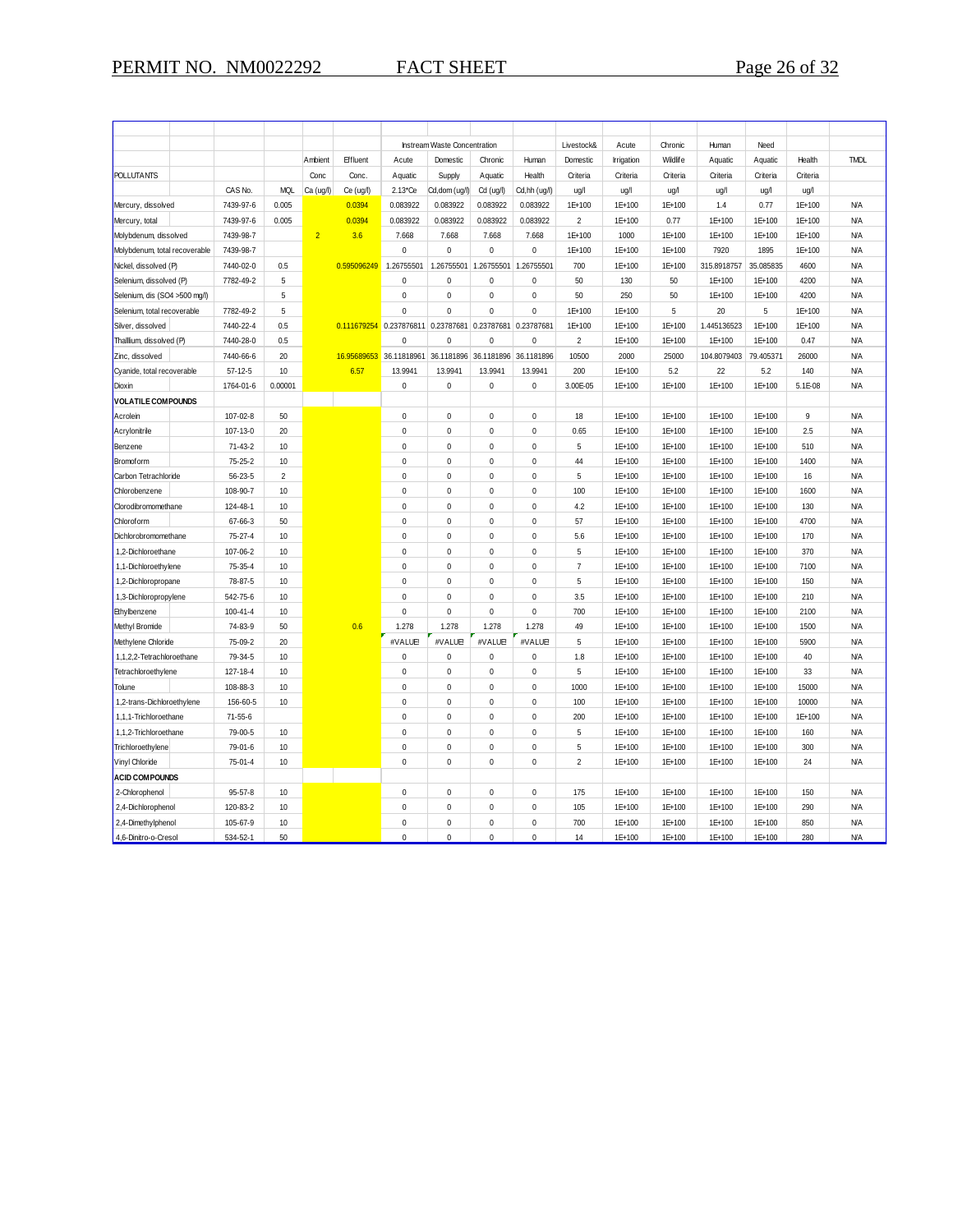| POLLUTANTS | CAS No. | MQL | Ambient Conc Ca (ug/l) | Effluent Conc. Ce (ug/l) | Instream Waste Concentration Acute Aquatic 2.13*Ce | Domestic Supply Cd,dom (ug/l) | Chronic Aquatic Cd (ug/l) | Human Health Cd,hh (ug/l) | Livestock& Domestic Criteria ug/l | Acute Irrigation Criteria ug/l | Chronic Wildlife Criteria ug/l | Human Aquatic Criteria ug/l | Need Aquatic Criteria ug/l | Health Criteria ug/l | TMDL |
|---|---|---|---|---|---|---|---|---|---|---|---|---|---|---|---|
| Mercury, dissolved | 7439-97-6 | 0.005 | | 0.0394 | 0.083922 | 0.083922 | 0.083922 | 0.083922 | 1E+100 | 1E+100 | 1E+100 | 1.4 | 0.77 | 1E+100 | N/A |
| Mercury, total | 7439-97-6 | 0.005 | | 0.0394 | 0.083922 | 0.083922 | 0.083922 | 0.083922 | 2 | 1E+100 | 0.77 | 1E+100 | 1E+100 | 1E+100 | N/A |
| Molybdenum, dissolved | 7439-98-7 | | 2 | 3.6 | 7.668 | 7.668 | 7.668 | 7.668 | 1E+100 | 1000 | 1E+100 | 1E+100 | 1E+100 | 1E+100 | N/A |
| Molybdenum, total recoverable | 7439-98-7 | | | | 0 | 0 | 0 | 0 | 1E+100 | 1E+100 | 1E+100 | 7920 | 1895 | 1E+100 | N/A |
| Nickel, dissolved (P) | 7440-02-0 | 0.5 | | 0.595096249 | 1.26755501 | 1.26755501 | 1.26755501 | 1.26755501 | 700 | 1E+100 | 1E+100 | 315.8918757 | 35.085835 | 4600 | N/A |
| Selenium, dissolved (P) | 7782-49-2 | 5 | | | 0 | 0 | 0 | 0 | 50 | 130 | 50 | 1E+100 | 1E+100 | 4200 | N/A |
| Selenium, dis (SO4 >500 mg/l) | | 5 | | | 0 | 0 | 0 | 0 | 50 | 250 | 50 | 1E+100 | 1E+100 | 4200 | N/A |
| Selenium, total recoverable | 7782-49-2 | 5 | | | 0 | 0 | 0 | 0 | 1E+100 | 1E+100 | 5 | 20 | 5 | 1E+100 | N/A |
| Silver, dissolved | 7440-22-4 | 0.5 | | 0.111679254 | 0.237876811 | 0.23787681 | 0.23787681 | 0.23787681 | 1E+100 | 1E+100 | 1E+100 | 1.445136523 | 1E+100 | 1E+100 | N/A |
| Thallium, dissolved (P) | 7440-28-0 | 0.5 | | | 0 | 0 | 0 | 0 | 2 | 1E+100 | 1E+100 | 1E+100 | 1E+100 | 0.47 | N/A |
| Zinc, dissolved | 7440-66-6 | 20 | | 16.95689653 | 36.11818961 | 36.1181896 | 36.1181896 | 36.1181896 | 10500 | 2000 | 25000 | 104.8079403 | 79.405371 | 26000 | N/A |
| Cyanide, total recoverable | 57-12-5 | 10 | | 6.57 | 13.9941 | 13.9941 | 13.9941 | 13.9941 | 200 | 1E+100 | 1E+100 | 5.2 | 22 | 5.2 | 140 |
| Dioxin | 1764-01-6 | 0.00001 | | | 0 | 0 | 0 | 0 | 3.00E-05 | 1E+100 | 1E+100 | 1E+100 | 1E+100 | 5.1E-08 | N/A |
| **VOLATILE COMPOUNDS** | | | | | | | | | | | | | | | |
| Acrolein | 107-02-8 | 50 | | | 0 | 0 | 0 | 0 | 18 | 1E+100 | 1E+100 | 1E+100 | 1E+100 | 9 | N/A |
| Acrylonitrile | 107-13-0 | 20 | | | 0 | 0 | 0 | 0 | 0.65 | 1E+100 | 1E+100 | 1E+100 | 1E+100 | 2.5 | N/A |
| Benzene | 71-43-2 | 10 | | | 0 | 0 | 0 | 0 | 5 | 1E+100 | 1E+100 | 1E+100 | 1E+100 | 510 | N/A |
| Bromoform | 75-25-2 | 10 | | | 0 | 0 | 0 | 0 | 44 | 1E+100 | 1E+100 | 1E+100 | 1E+100 | 1400 | N/A |
| Carbon Tetrachloride | 56-23-5 | 2 | | | 0 | 0 | 0 | 0 | 5 | 1E+100 | 1E+100 | 1E+100 | 1E+100 | 16 | N/A |
| Chlorobenzene | 108-90-7 | 10 | | | 0 | 0 | 0 | 0 | 100 | 1E+100 | 1E+100 | 1E+100 | 1E+100 | 1600 | N/A |
| Clorodibromomethane | 124-48-1 | 10 | | | 0 | 0 | 0 | 0 | 4.2 | 1E+100 | 1E+100 | 1E+100 | 1E+100 | 130 | N/A |
| Chloroform | 67-66-3 | 50 | | | 0 | 0 | 0 | 0 | 57 | 1E+100 | 1E+100 | 1E+100 | 1E+100 | 4700 | N/A |
| Dichlorobromomethane | 75-27-4 | 10 | | | 0 | 0 | 0 | 0 | 5.6 | 1E+100 | 1E+100 | 1E+100 | 1E+100 | 170 | N/A |
| 1,2-Dichloroethane | 107-06-2 | 10 | | | 0 | 0 | 0 | 0 | 5 | 1E+100 | 1E+100 | 1E+100 | 1E+100 | 370 | N/A |
| 1,1-Dichloroethylene | 75-35-4 | 10 | | | 0 | 0 | 0 | 0 | 7 | 1E+100 | 1E+100 | 1E+100 | 1E+100 | 7100 | N/A |
| 1,2-Dichloropropane | 78-87-5 | 10 | | | 0 | 0 | 0 | 0 | 5 | 1E+100 | 1E+100 | 1E+100 | 1E+100 | 150 | N/A |
| 1,3-Dichloropropylene | 542-75-6 | 10 | | | 0 | 0 | 0 | 0 | 3.5 | 1E+100 | 1E+100 | 1E+100 | 1E+100 | 210 | N/A |
| Ethylbenzene | 100-41-4 | 10 | | | 0 | 0 | 0 | 0 | 700 | 1E+100 | 1E+100 | 1E+100 | 1E+100 | 2100 | N/A |
| Methyl Bromide | 74-83-9 | 50 | | 0.6 | 1.278 | 1.278 | 1.278 | 1.278 | 49 | 1E+100 | 1E+100 | 1E+100 | 1E+100 | 1500 | N/A |
| Methylene Chloride | 75-09-2 | 20 | | | #VALUE! | #VALUE! | #VALUE! | #VALUE! | 5 | 1E+100 | 1E+100 | 1E+100 | 1E+100 | 5900 | N/A |
| 1,1,2,2-Tetrachloroethane | 79-34-5 | 10 | | | 0 | 0 | 0 | 0 | 1.8 | 1E+100 | 1E+100 | 1E+100 | 1E+100 | 40 | N/A |
| Tetrachloroethylene | 127-18-4 | 10 | | | 0 | 0 | 0 | 0 | 5 | 1E+100 | 1E+100 | 1E+100 | 1E+100 | 33 | N/A |
| Toluene | 108-88-3 | 10 | | | 0 | 0 | 0 | 0 | 1000 | 1E+100 | 1E+100 | 1E+100 | 1E+100 | 15000 | N/A |
| 1,2-trans-Dichloroethylene | 156-60-5 | 10 | | | 0 | 0 | 0 | 0 | 100 | 1E+100 | 1E+100 | 1E+100 | 1E+100 | 10000 | N/A |
| 1,1,1-Trichloroethane | 71-55-6 | | | | 0 | 0 | 0 | 0 | 200 | 1E+100 | 1E+100 | 1E+100 | 1E+100 | 1E+100 | N/A |
| 1,1,2-Trichloroethane | 79-00-5 | 10 | | | 0 | 0 | 0 | 0 | 5 | 1E+100 | 1E+100 | 1E+100 | 1E+100 | 160 | N/A |
| Trichloroethylene | 79-01-6 | 10 | | | 0 | 0 | 0 | 0 | 5 | 1E+100 | 1E+100 | 1E+100 | 1E+100 | 300 | N/A |
| Vinyl Chloride | 75-01-4 | 10 | | | 0 | 0 | 0 | 0 | 2 | 1E+100 | 1E+100 | 1E+100 | 1E+100 | 24 | N/A |
| **ACID COMPOUNDS** | | | | | | | | | | | | | | | |
| 2-Chlorophenol | 95-57-8 | 10 | | | 0 | 0 | 0 | 0 | 175 | 1E+100 | 1E+100 | 1E+100 | 1E+100 | 150 | N/A |
| 2,4-Dichlorophenol | 120-83-2 | 10 | | | 0 | 0 | 0 | 0 | 105 | 1E+100 | 1E+100 | 1E+100 | 1E+100 | 290 | N/A |
| 2,4-Dimethylphenol | 105-67-9 | 10 | | | 0 | 0 | 0 | 0 | 700 | 1E+100 | 1E+100 | 1E+100 | 1E+100 | 850 | N/A |
| 4,6-Dinitro-o-Cresol | 534-52-1 | 50 | | | 0 | 0 | 0 | 0 | 14 | 1E+100 | 1E+100 | 1E+100 | 1E+100 | 280 | N/A |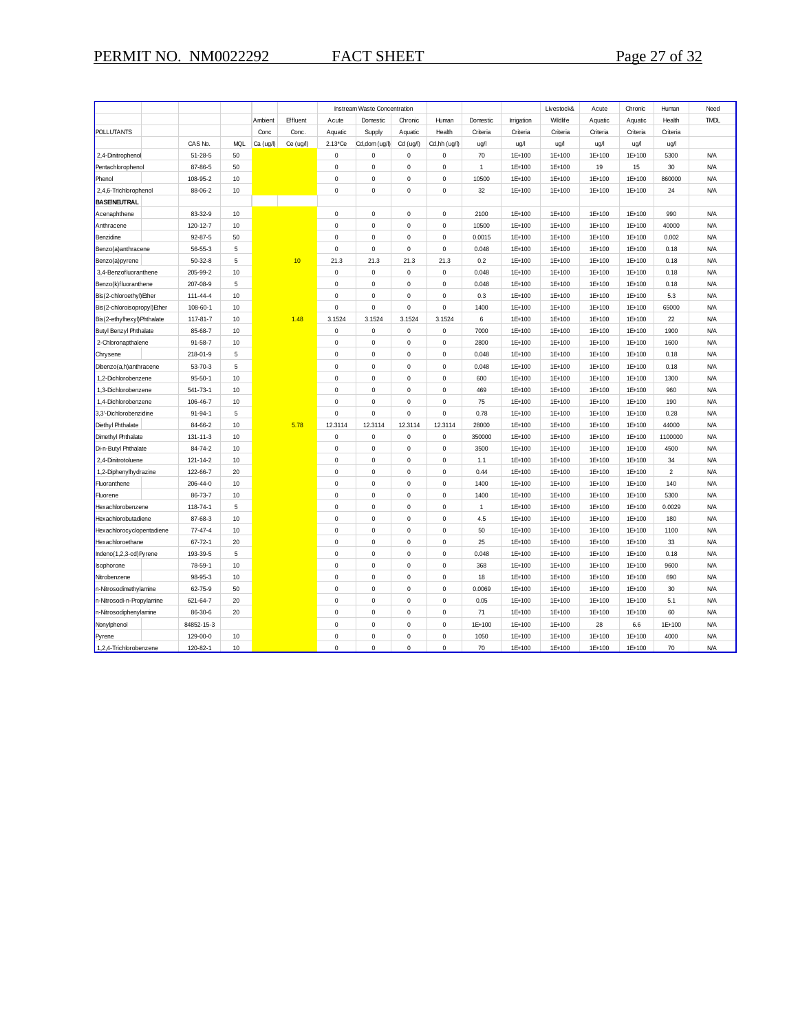| | | | | | Instream Waste Concentration | | | | | | Livestock& | Acute | Chronic | Human | Need |
|---|---|---|---|---|---|---|---|---|---|---|---|---|---|---|---|
| | | | Ambient | Effluent | Acute | Domestic | Chronic | Human | Domestic | Irrigation | Wildlife | Aquatic | Aquatic | Health | TMDL |
| POLLUTANTS | | | Conc | Conc. | Aquatic | Supply | Aquatic | Health | Criteria | Criteria | Criteria | Criteria | Criteria | Criteria | |
| | CAS No. | MQL | Ca (ug/l) | Ce (ug/l) | 2.13*Ce | Cd,dom (ug/l) | Cd (ug/l) | Cd,hh (ug/l) | ug/l | ug/l | ug/l | ug/l | ug/l | ug/l | |
| 2,4-Dinitrophenol | 51-28-5 | 50 | | | 0 | 0 | 0 | 0 | 70 | 1E+100 | 1E+100 | 1E+100 | 1E+100 | 5300 | N/A |
| Pentachlorophenol | 87-86-5 | 50 | | | 0 | 0 | 0 | 0 | 1 | 1E+100 | 1E+100 | 19 | 15 | 30 | N/A |
| Phenol | 108-95-2 | 10 | | | 0 | 0 | 0 | 0 | 10500 | 1E+100 | 1E+100 | 1E+100 | 1E+100 | 860000 | N/A |
| 2,4,6-Trichlorophenol | 88-06-2 | 10 | | | 0 | 0 | 0 | 0 | 32 | 1E+100 | 1E+100 | 1E+100 | 1E+100 | 24 | N/A |
| **BASE/NEUTRAL** | | | | | | | | | | | | | | | |
| Acenaphthene | 83-32-9 | 10 | | | 0 | 0 | 0 | 0 | 2100 | 1E+100 | 1E+100 | 1E+100 | 1E+100 | 990 | N/A |
| Anthracene | 120-12-7 | 10 | | | 0 | 0 | 0 | 0 | 10500 | 1E+100 | 1E+100 | 1E+100 | 1E+100 | 40000 | N/A |
| Benzidine | 92-87-5 | 50 | | | 0 | 0 | 0 | 0 | 0.0015 | 1E+100 | 1E+100 | 1E+100 | 1E+100 | 0.002 | N/A |
| Benzo(a)anthracene | 56-55-3 | 5 | | | 0 | 0 | 0 | 0 | 0.048 | 1E+100 | 1E+100 | 1E+100 | 1E+100 | 0.18 | N/A |
| Benzo(a)pyrene | 50-32-8 | 5 | | 10 | 21.3 | 21.3 | 21.3 | 21.3 | 0.2 | 1E+100 | 1E+100 | 1E+100 | 1E+100 | 0.18 | N/A |
| 3,4-Benzofluoranthene | 205-99-2 | 10 | | | 0 | 0 | 0 | 0 | 0.048 | 1E+100 | 1E+100 | 1E+100 | 1E+100 | 0.18 | N/A |
| Benzo(k)fluoranthene | 207-08-9 | 5 | | | 0 | 0 | 0 | 0 | 0.048 | 1E+100 | 1E+100 | 1E+100 | 1E+100 | 0.18 | N/A |
| Bis(2-chloroethyl)Ether | 111-44-4 | 10 | | | 0 | 0 | 0 | 0 | 0.3 | 1E+100 | 1E+100 | 1E+100 | 1E+100 | 5.3 | N/A |
| Bis(2-chloroisopropyl)Ether | 108-60-1 | 10 | | | 0 | 0 | 0 | 0 | 1400 | 1E+100 | 1E+100 | 1E+100 | 1E+100 | 65000 | N/A |
| Bis(2-ethylhexyl)Phthalate | 117-81-7 | 10 | | 1.48 | 3.1524 | 3.1524 | 3.1524 | 3.1524 | 6 | 1E+100 | 1E+100 | 1E+100 | 1E+100 | 22 | N/A |
| Butyl Benzyl Phthalate | 85-68-7 | 10 | | | 0 | 0 | 0 | 0 | 7000 | 1E+100 | 1E+100 | 1E+100 | 1E+100 | 1900 | N/A |
| 2-Chloronapthalene | 91-58-7 | 10 | | | 0 | 0 | 0 | 0 | 2800 | 1E+100 | 1E+100 | 1E+100 | 1E+100 | 1600 | N/A |
| Chrysene | 218-01-9 | 5 | | | 0 | 0 | 0 | 0 | 0.048 | 1E+100 | 1E+100 | 1E+100 | 1E+100 | 0.18 | N/A |
| Dibenzo(a,h)anthracene | 53-70-3 | 5 | | | 0 | 0 | 0 | 0 | 0.048 | 1E+100 | 1E+100 | 1E+100 | 1E+100 | 0.18 | N/A |
| 1,2-Dichlorobenzene | 95-50-1 | 10 | | | 0 | 0 | 0 | 0 | 600 | 1E+100 | 1E+100 | 1E+100 | 1E+100 | 1300 | N/A |
| 1,3-Dichlorobenzene | 541-73-1 | 10 | | | 0 | 0 | 0 | 0 | 469 | 1E+100 | 1E+100 | 1E+100 | 1E+100 | 960 | N/A |
| 1,4-Dichlorobenzene | 106-46-7 | 10 | | | 0 | 0 | 0 | 0 | 75 | 1E+100 | 1E+100 | 1E+100 | 1E+100 | 190 | N/A |
| 3,3'-Dichlorobenzidine | 91-94-1 | 5 | | | 0 | 0 | 0 | 0 | 0.78 | 1E+100 | 1E+100 | 1E+100 | 1E+100 | 0.28 | N/A |
| Diethyl Phthalate | 84-66-2 | 10 | | 5.78 | 12.3114 | 12.3114 | 12.3114 | 12.3114 | 28000 | 1E+100 | 1E+100 | 1E+100 | 1E+100 | 44000 | N/A |
| Dimethyl Phthalate | 131-11-3 | 10 | | | 0 | 0 | 0 | 0 | 350000 | 1E+100 | 1E+100 | 1E+100 | 1E+100 | 1100000 | N/A |
| Di-n-Butyl Phthalate | 84-74-2 | 10 | | | 0 | 0 | 0 | 0 | 3500 | 1E+100 | 1E+100 | 1E+100 | 1E+100 | 4500 | N/A |
| 2,4-Dinitrotoluene | 121-14-2 | 10 | | | 0 | 0 | 0 | 0 | 1.1 | 1E+100 | 1E+100 | 1E+100 | 1E+100 | 34 | N/A |
| 1,2-Diphenylhydrazine | 122-66-7 | 20 | | | 0 | 0 | 0 | 0 | 0.44 | 1E+100 | 1E+100 | 1E+100 | 1E+100 | 2 | N/A |
| Fluoranthene | 206-44-0 | 10 | | | 0 | 0 | 0 | 0 | 1400 | 1E+100 | 1E+100 | 1E+100 | 1E+100 | 140 | N/A |
| Fluorene | 86-73-7 | 10 | | | 0 | 0 | 0 | 0 | 1400 | 1E+100 | 1E+100 | 1E+100 | 1E+100 | 5300 | N/A |
| Hexachlorobenzene | 118-74-1 | 5 | | | 0 | 0 | 0 | 0 | 1 | 1E+100 | 1E+100 | 1E+100 | 1E+100 | 0.0029 | N/A |
| Hexachlorobutadiene | 87-68-3 | 10 | | | 0 | 0 | 0 | 0 | 4.5 | 1E+100 | 1E+100 | 1E+100 | 1E+100 | 180 | N/A |
| Hexachlorocyclopentadiene | 77-47-4 | 10 | | | 0 | 0 | 0 | 0 | 50 | 1E+100 | 1E+100 | 1E+100 | 1E+100 | 1100 | N/A |
| Hexachloroethane | 67-72-1 | 20 | | | 0 | 0 | 0 | 0 | 25 | 1E+100 | 1E+100 | 1E+100 | 1E+100 | 33 | N/A |
| Indeno(1,2,3-cd)Pyrene | 193-39-5 | 5 | | | 0 | 0 | 0 | 0 | 0.048 | 1E+100 | 1E+100 | 1E+100 | 1E+100 | 0.18 | N/A |
| Isophorone | 78-59-1 | 10 | | | 0 | 0 | 0 | 0 | 368 | 1E+100 | 1E+100 | 1E+100 | 1E+100 | 9600 | N/A |
| Nitrobenzene | 98-95-3 | 10 | | | 0 | 0 | 0 | 0 | 18 | 1E+100 | 1E+100 | 1E+100 | 1E+100 | 690 | N/A |
| n-Nitrosodimethylamine | 62-75-9 | 50 | | | 0 | 0 | 0 | 0 | 0.0069 | 1E+100 | 1E+100 | 1E+100 | 1E+100 | 30 | N/A |
| n-Nitrosodi-n-Propylamine | 621-64-7 | 20 | | | 0 | 0 | 0 | 0 | 0.05 | 1E+100 | 1E+100 | 1E+100 | 1E+100 | 5.1 | N/A |
| n-Nitrosodiphenylamine | 86-30-6 | 20 | | | 0 | 0 | 0 | 0 | 71 | 1E+100 | 1E+100 | 1E+100 | 1E+100 | 60 | N/A |
| Nonylphenol | 84852-15-3 | | | | 0 | 0 | 0 | 0 | 1E+100 | 1E+100 | 1E+100 | 28 | 6.6 | 1E+100 | N/A |
| Pyrene | 129-00-0 | 10 | | | 0 | 0 | 0 | 0 | 1050 | 1E+100 | 1E+100 | 1E+100 | 1E+100 | 4000 | N/A |
| 1,2,4-Trichlorobenzene | 120-82-1 | 10 | | | 0 | 0 | 0 | 0 | 70 | 1E+100 | 1E+100 | 1E+100 | 1E+100 | 70 | N/A |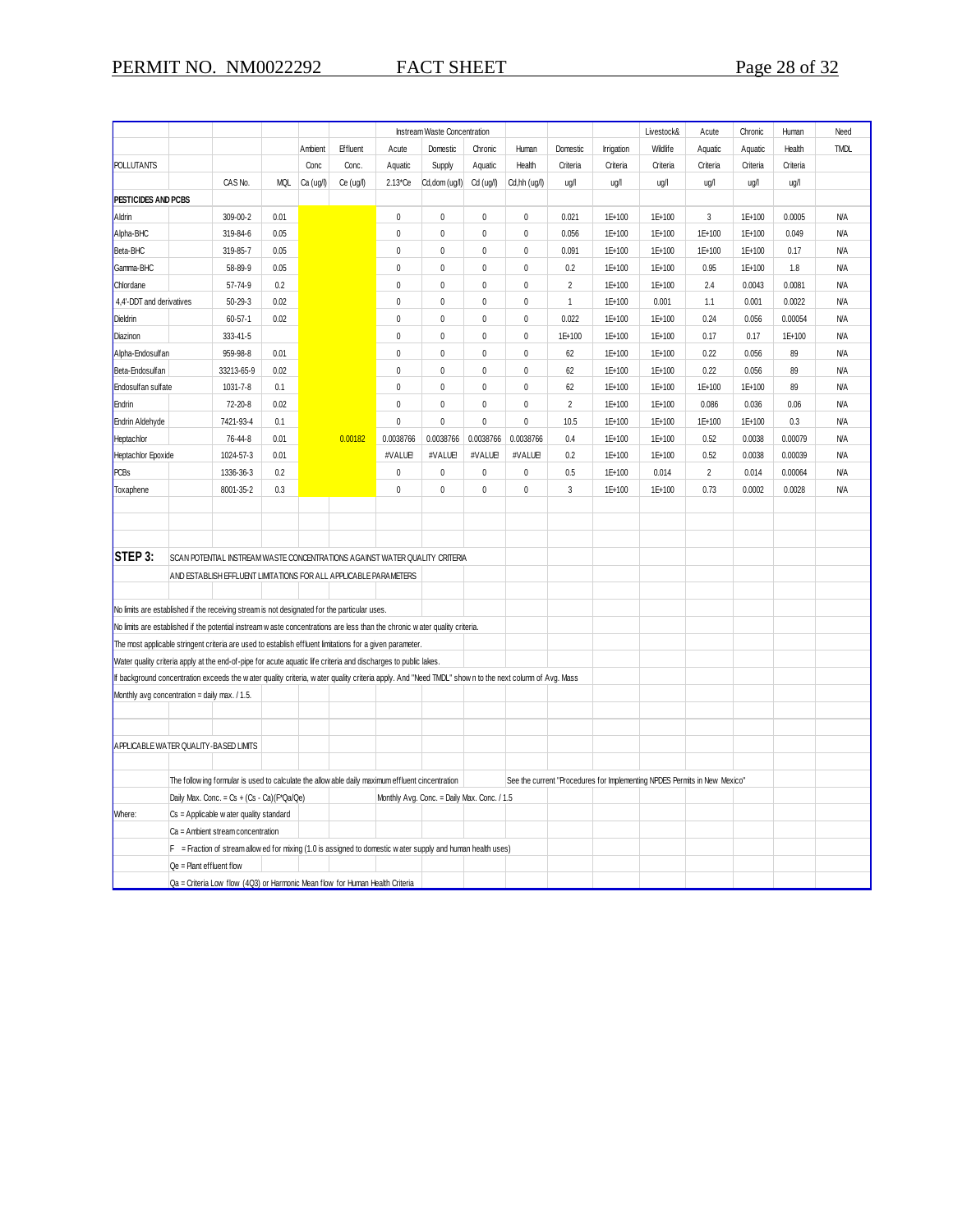| POLLUTANTS | | CAS No. | MQL | Ambient Conc Ca (ug/l) | Effluent Conc. Ce (ug/l) | Instream Waste Concentration Acute Aquatic 2.13*Ce | Domestic Supply Cd,dom (ug/l) | Chronic Aquatic Cd (ug/l) | Human Health Cd,hh (ug/l) | Domestic Criteria ug/l | Irrigation Criteria ug/l | Livestock& Wildlife Criteria ug/l | Acute Aquatic Criteria ug/l | Chronic Aquatic Criteria ug/l | Human Health Criteria ug/l | Need TMDL |
|---|---|---|---|---|---|---|---|---|---|---|---|---|---|---|---|---|
| **PESTICIDES AND PCBS** | | | | | | | | | | | | | | | | |
| Aldrin | | 309-00-2 | 0.01 | | | 0 | 0 | 0 | 0 | 0.021 | 1E+100 | 1E+100 | 3 | 1E+100 | 0.0005 | N/A |
| Alpha-BHC | | 319-84-6 | 0.05 | | | 0 | 0 | 0 | 0 | 0.056 | 1E+100 | 1E+100 | 1E+100 | 1E+100 | 0.049 | N/A |
| Beta-BHC | | 319-85-7 | 0.05 | | | 0 | 0 | 0 | 0 | 0.091 | 1E+100 | 1E+100 | 1E+100 | 1E+100 | 0.17 | N/A |
| Gamma-BHC | | 58-89-9 | 0.05 | | | 0 | 0 | 0 | 0 | 0.2 | 1E+100 | 1E+100 | 0.95 | 1E+100 | 1.8 | N/A |
| Chlordane | | 57-74-9 | 0.2 | | | 0 | 0 | 0 | 0 | 2 | 1E+100 | 1E+100 | 2.4 | 0.0043 | 0.0081 | N/A |
| 4,4'-DDT and derivatives | | 50-29-3 | 0.02 | | | 0 | 0 | 0 | 0 | 1 | 1E+100 | 0.001 | 1.1 | 0.001 | 0.0022 | N/A |
| Dieldrin | | 60-57-1 | 0.02 | | | 0 | 0 | 0 | 0 | 0.022 | 1E+100 | 1E+100 | 0.24 | 0.056 | 0.00054 | N/A |
| Diazinon | | 333-41-5 | | | | 0 | 0 | 0 | 0 | 1E+100 | 1E+100 | 1E+100 | 0.17 | 0.17 | 1E+100 | N/A |
| Alpha-Endosulfan | | 959-98-8 | 0.01 | | | 0 | 0 | 0 | 0 | 62 | 1E+100 | 1E+100 | 0.22 | 0.056 | 89 | N/A |
| Beta-Endosulfan | | 33213-65-9 | 0.02 | | | 0 | 0 | 0 | 0 | 62 | 1E+100 | 1E+100 | 0.22 | 0.056 | 89 | N/A |
| Endosulfan sulfate | | 1031-7-8 | 0.1 | | | 0 | 0 | 0 | 0 | 62 | 1E+100 | 1E+100 | 1E+100 | 1E+100 | 89 | N/A |
| Endrin | | 72-20-8 | 0.02 | | | 0 | 0 | 0 | 0 | 2 | 1E+100 | 1E+100 | 0.086 | 0.036 | 0.06 | N/A |
| Endrin Aldehyde | | 7421-93-4 | 0.1 | | | 0 | 0 | 0 | 0 | 10.5 | 1E+100 | 1E+100 | 1E+100 | 1E+100 | 0.3 | N/A |
| Heptachlor | | 76-44-8 | 0.01 | | 0.00182 | 0.0038766 | 0.0038766 | 0.0038766 | 0.0038766 | 0.4 | 1E+100 | 1E+100 | 0.52 | 0.0038 | 0.00079 | N/A |
| Heptachlor Epoxide | | 1024-57-3 | 0.01 | | | #VALUE! | #VALUE! | #VALUE! | #VALUE! | 0.2 | 1E+100 | 1E+100 | 0.52 | 0.0038 | 0.00039 | N/A |
| PCBs | | 1336-36-3 | 0.2 | | | 0 | 0 | 0 | 0 | 0.5 | 1E+100 | 0.014 | 2 | 0.014 | 0.00064 | N/A |
| Toxaphene | | 8001-35-2 | 0.3 | | | 0 | 0 | 0 | 0 | 3 | 1E+100 | 1E+100 | 0.73 | 0.0002 | 0.0028 | N/A |

**STEP 3:** SCAN POTENTIAL INSTREAM WASTE CONCENTRATIONS AGAINST WATER QUALITY CRITERIA AND ESTABLISH EFFLUENT LIMITATIONS FOR ALL APPLICABLE PARAMETERS

No limits are established if the receiving stream is not designated for the particular uses.

No limits are established if the potential instream waste concentrations are less than the chronic water quality criteria.

The most applicable stringent criteria are used to establish effluent limitations for a given parameter.

Water quality criteria apply at the end-of-pipe for acute aquatic life criteria and discharges to public lakes.

If background concentration exceeds the water quality criteria, water quality criteria apply. And "Need TMDL" shown to the next column of Avg. Mass

Monthly avg concentration = daily max. / 1.5.

APPLICABLE WATER QUALITY-BASED LIMITS

The following formular is used to calculate the allowable daily maximum effluent concentration

See the current "Procedures for Implementing NPDES Permits in New Mexico"

Daily Max. Conc. = Cs + (Cs - Ca)(F*Qa/Qe)

Monthly Avg. Conc. = Daily Max. Conc. / 1.5

Where:
- Cs = Applicable water quality standard
- Ca = Ambient stream concentration
- F = Fraction of stream allowed for mixing (1.0 is assigned to domestic water supply and human health uses)
- Qe = Plant effluent flow
- Qa = Criteria Low flow (4Q3) or Harmonic Mean flow for Human Health Criteria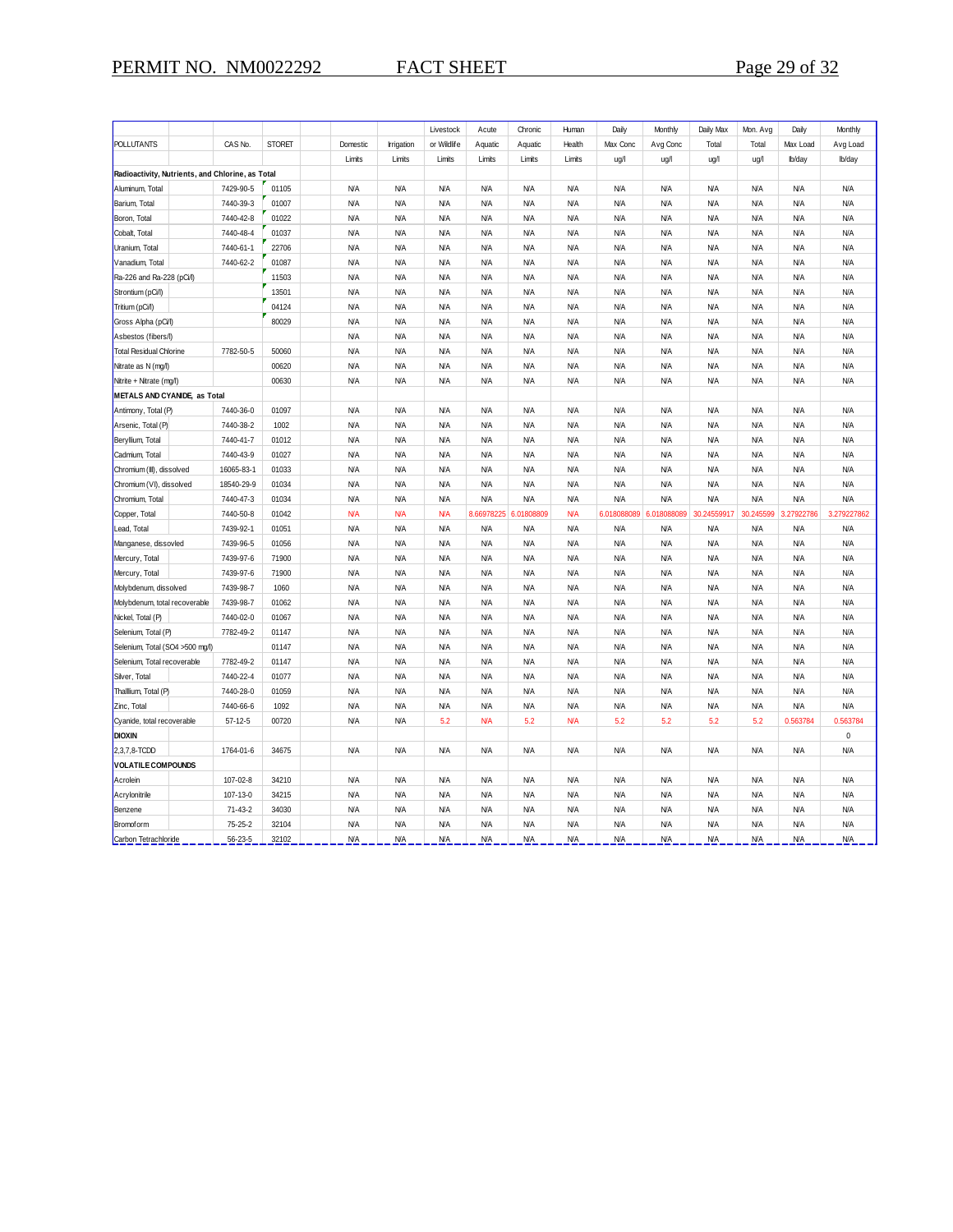| POLLUTANTS | CAS No. | STORET | Domestic Limits | Irrigation Limits | Livestock or Wildlife Limits | Acute Aquatic Limits | Chronic Aquatic Limits | Human Health Limits | Daily Max Conc ug/l | Monthly Avg Conc ug/l | Daily Max Total ug/l | Mon. Avg Total ug/l | Daily Max Load lb/day | Monthly Avg Load lb/day |
|---|---|---|---|---|---|---|---|---|---|---|---|---|---|---|
| **Radioactivity, Nutrients, and Chlorine, as Total** | | | | | | | | | | | | | | |
| Aluminum, Total | 7429-90-5 | 01105 | N/A | N/A | N/A | N/A | N/A | N/A | N/A | N/A | N/A | N/A | N/A | N/A |
| Barium, Total | 7440-39-3 | 01007 | N/A | N/A | N/A | N/A | N/A | N/A | N/A | N/A | N/A | N/A | N/A | N/A |
| Boron, Total | 7440-42-8 | 01022 | N/A | N/A | N/A | N/A | N/A | N/A | N/A | N/A | N/A | N/A | N/A | N/A |
| Cobalt, Total | 7440-48-4 | 01037 | N/A | N/A | N/A | N/A | N/A | N/A | N/A | N/A | N/A | N/A | N/A | N/A |
| Uranium, Total | 7440-61-1 | 22706 | N/A | N/A | N/A | N/A | N/A | N/A | N/A | N/A | N/A | N/A | N/A | N/A |
| Vanadium, Total | 7440-62-2 | 01087 | N/A | N/A | N/A | N/A | N/A | N/A | N/A | N/A | N/A | N/A | N/A | N/A |
| Ra-226 and Ra-228 (pCi/l) | | 11503 | N/A | N/A | N/A | N/A | N/A | N/A | N/A | N/A | N/A | N/A | N/A | N/A |
| Strontium (pCi/l) | | 13501 | N/A | N/A | N/A | N/A | N/A | N/A | N/A | N/A | N/A | N/A | N/A | N/A |
| Tritium (pCi/l) | | 04124 | N/A | N/A | N/A | N/A | N/A | N/A | N/A | N/A | N/A | N/A | N/A | N/A |
| Gross Alpha (pCi/l) | | 80029 | N/A | N/A | N/A | N/A | N/A | N/A | N/A | N/A | N/A | N/A | N/A | N/A |
| Asbestos (fibers/l) | | | N/A | N/A | N/A | N/A | N/A | N/A | N/A | N/A | N/A | N/A | N/A | N/A |
| Total Residual Chlorine | 7782-50-5 | 50060 | N/A | N/A | N/A | N/A | N/A | N/A | N/A | N/A | N/A | N/A | N/A | N/A |
| Nitrate as N (mg/l) | | 00620 | N/A | N/A | N/A | N/A | N/A | N/A | N/A | N/A | N/A | N/A | N/A | N/A |
| Nitrite + Nitrate (mg/l) | | 00630 | N/A | N/A | N/A | N/A | N/A | N/A | N/A | N/A | N/A | N/A | N/A | N/A |
| **METALS AND CYANIDE, as Total** | | | | | | | | | | | | | | |
| Antimony, Total (P) | 7440-36-0 | 01097 | N/A | N/A | N/A | N/A | N/A | N/A | N/A | N/A | N/A | N/A | N/A | N/A |
| Arsenic, Total (P) | 7440-38-2 | 1002 | N/A | N/A | N/A | N/A | N/A | N/A | N/A | N/A | N/A | N/A | N/A | N/A |
| Beryllium, Total | 7440-41-7 | 01012 | N/A | N/A | N/A | N/A | N/A | N/A | N/A | N/A | N/A | N/A | N/A | N/A |
| Cadmium, Total | 7440-43-9 | 01027 | N/A | N/A | N/A | N/A | N/A | N/A | N/A | N/A | N/A | N/A | N/A | N/A |
| Chromium (III), dissolved | 16065-83-1 | 01033 | N/A | N/A | N/A | N/A | N/A | N/A | N/A | N/A | N/A | N/A | N/A | N/A |
| Chromium (VI), dissolved | 18540-29-9 | 01034 | N/A | N/A | N/A | N/A | N/A | N/A | N/A | N/A | N/A | N/A | N/A | N/A |
| Chromium, Total | 7440-47-3 | 01034 | N/A | N/A | N/A | N/A | N/A | N/A | N/A | N/A | N/A | N/A | N/A | N/A |
| Copper, Total | 7440-50-8 | 01042 | N/A | N/A | N/A | 8.66978225 | 6.01808809 | N/A | 6.018088089 | 6.018088089 | 30.24559917 | 30.245599 | 3.27922786 | 3.279227862 |
| Lead, Total | 7439-92-1 | 01051 | N/A | N/A | N/A | N/A | N/A | N/A | N/A | N/A | N/A | N/A | N/A | N/A |
| Manganese, dissolved | 7439-96-5 | 01056 | N/A | N/A | N/A | N/A | N/A | N/A | N/A | N/A | N/A | N/A | N/A | N/A |
| Mercury, Total | 7439-97-6 | 71900 | N/A | N/A | N/A | N/A | N/A | N/A | N/A | N/A | N/A | N/A | N/A | N/A |
| Mercury, Total | 7439-97-6 | 71900 | N/A | N/A | N/A | N/A | N/A | N/A | N/A | N/A | N/A | N/A | N/A | N/A |
| Molybdenum, dissolved | 7439-98-7 | 1060 | N/A | N/A | N/A | N/A | N/A | N/A | N/A | N/A | N/A | N/A | N/A | N/A |
| Molybdenum, total recoverable | 7439-98-7 | 01062 | N/A | N/A | N/A | N/A | N/A | N/A | N/A | N/A | N/A | N/A | N/A | N/A |
| Nickel, Total (P) | 7440-02-0 | 01067 | N/A | N/A | N/A | N/A | N/A | N/A | N/A | N/A | N/A | N/A | N/A | N/A |
| Selenium, Total (P) | 7782-49-2 | 01147 | N/A | N/A | N/A | N/A | N/A | N/A | N/A | N/A | N/A | N/A | N/A | N/A |
| Selenium, Total (SO4 >500 mg/l) | | 01147 | N/A | N/A | N/A | N/A | N/A | N/A | N/A | N/A | N/A | N/A | N/A | N/A |
| Selenium, Total recoverable | 7782-49-2 | 01147 | N/A | N/A | N/A | N/A | N/A | N/A | N/A | N/A | N/A | N/A | N/A | N/A |
| Silver, Total | 7440-22-4 | 01077 | N/A | N/A | N/A | N/A | N/A | N/A | N/A | N/A | N/A | N/A | N/A | N/A |
| Thallium, Total (P) | 7440-28-0 | 01059 | N/A | N/A | N/A | N/A | N/A | N/A | N/A | N/A | N/A | N/A | N/A | N/A |
| Zinc, Total | 7440-66-6 | 1092 | N/A | N/A | N/A | N/A | N/A | N/A | N/A | N/A | N/A | N/A | N/A | N/A |
| Cyanide, total recoverable | 57-12-5 | 00720 | N/A | N/A | 5.2 | N/A | 5.2 | N/A | 5.2 | 5.2 | 5.2 | 5.2 | 0.563784 | 0.563784 |
| **DIOXIN** | | | | | | | | | | | | | | 0 |
| 2,3,7,8-TCDD | 1764-01-6 | 34675 | N/A | N/A | N/A | N/A | N/A | N/A | N/A | N/A | N/A | N/A | N/A | N/A |
| **VOLATILE COMPOUNDS** | | | | | | | | | | | | | | |
| Acrolein | 107-02-8 | 34210 | N/A | N/A | N/A | N/A | N/A | N/A | N/A | N/A | N/A | N/A | N/A | N/A |
| Acrylonitrile | 107-13-0 | 34215 | N/A | N/A | N/A | N/A | N/A | N/A | N/A | N/A | N/A | N/A | N/A | N/A |
| Benzene | 71-43-2 | 34030 | N/A | N/A | N/A | N/A | N/A | N/A | N/A | N/A | N/A | N/A | N/A | N/A |
| Bromoform | 75-25-2 | 32104 | N/A | N/A | N/A | N/A | N/A | N/A | N/A | N/A | N/A | N/A | N/A | N/A |
| Carbon Tetrachloride | 56-23-5 | 32102 | N/A | N/A | N/A | N/A | N/A | N/A | N/A | N/A | N/A | N/A | N/A | N/A |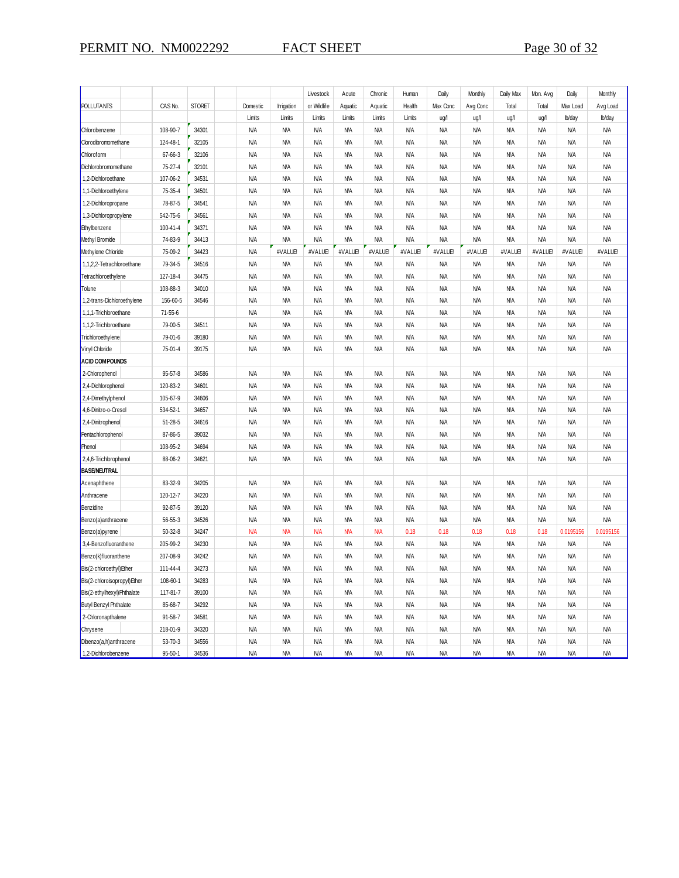| POLLUTANTS | CAS No. | STORET | Domestic Limits | Irrigation Limits | Livestock or Wildlife Limits | Acute Aquatic Limits | Chronic Aquatic Limits | Human Health Limits | Daily Max Conc ug/l | Monthly Avg Conc ug/l | Daily Max Total ug/l | Mon. Avg Total ug/l | Daily Max Load lb/day | Monthly Avg Load lb/day |
|---|---|---|---|---|---|---|---|---|---|---|---|---|---|---|
| Chlorobenzene | 108-90-7 | 34301 | N/A | N/A | N/A | N/A | N/A | N/A | N/A | N/A | N/A | N/A | N/A | N/A |
| Clorodibromomethane | 124-48-1 | 32105 | N/A | N/A | N/A | N/A | N/A | N/A | N/A | N/A | N/A | N/A | N/A | N/A |
| Chloroform | 67-66-3 | 32106 | N/A | N/A | N/A | N/A | N/A | N/A | N/A | N/A | N/A | N/A | N/A | N/A |
| Dichlorobromomethane | 75-27-4 | 32101 | N/A | N/A | N/A | N/A | N/A | N/A | N/A | N/A | N/A | N/A | N/A | N/A |
| 1,2-Dichloroethane | 107-06-2 | 34531 | N/A | N/A | N/A | N/A | N/A | N/A | N/A | N/A | N/A | N/A | N/A | N/A |
| 1,1-Dichloroethylene | 75-35-4 | 34501 | N/A | N/A | N/A | N/A | N/A | N/A | N/A | N/A | N/A | N/A | N/A | N/A |
| 1,2-Dichloropropane | 78-87-5 | 34541 | N/A | N/A | N/A | N/A | N/A | N/A | N/A | N/A | N/A | N/A | N/A | N/A |
| 1,3-Dichloropropylene | 542-75-6 | 34561 | N/A | N/A | N/A | N/A | N/A | N/A | N/A | N/A | N/A | N/A | N/A | N/A |
| Ethylbenzene | 100-41-4 | 34371 | N/A | N/A | N/A | N/A | N/A | N/A | N/A | N/A | N/A | N/A | N/A | N/A |
| Methyl Bromide | 74-83-9 | 34413 | N/A | N/A | N/A | N/A | N/A | N/A | N/A | N/A | N/A | N/A | N/A | N/A |
| Methylene Chloride | 75-09-2 | 34423 | N/A | #VALUE! | #VALUE! | #VALUE! | #VALUE! | #VALUE! | #VALUE! | #VALUE! | #VALUE! | #VALUE! | #VALUE! | #VALUE! |
| 1,1,2,2-Tetrachloroethane | 79-34-5 | 34516 | N/A | N/A | N/A | N/A | N/A | N/A | N/A | N/A | N/A | N/A | N/A | N/A |
| Tetrachloroethylene | 127-18-4 | 34475 | N/A | N/A | N/A | N/A | N/A | N/A | N/A | N/A | N/A | N/A | N/A | N/A |
| Tolune | 108-88-3 | 34010 | N/A | N/A | N/A | N/A | N/A | N/A | N/A | N/A | N/A | N/A | N/A | N/A |
| 1,2-trans-Dichloroethylene | 156-60-5 | 34546 | N/A | N/A | N/A | N/A | N/A | N/A | N/A | N/A | N/A | N/A | N/A | N/A |
| 1,1,1-Trichloroethane | 71-55-6 | | N/A | N/A | N/A | N/A | N/A | N/A | N/A | N/A | N/A | N/A | N/A | N/A |
| 1,1,2-Trichloroethane | 79-00-5 | 34511 | N/A | N/A | N/A | N/A | N/A | N/A | N/A | N/A | N/A | N/A | N/A | N/A |
| Trichloroethylene | 79-01-6 | 39180 | N/A | N/A | N/A | N/A | N/A | N/A | N/A | N/A | N/A | N/A | N/A | N/A |
| Vinyl Chloride | 75-01-4 | 39175 | N/A | N/A | N/A | N/A | N/A | N/A | N/A | N/A | N/A | N/A | N/A | N/A |
| **ACID COMPOUNDS** | | | | | | | | | | | | | | |
| 2-Chlorophenol | 95-57-8 | 34586 | N/A | N/A | N/A | N/A | N/A | N/A | N/A | N/A | N/A | N/A | N/A | N/A |
| 2,4-Dichlorophenol | 120-83-2 | 34601 | N/A | N/A | N/A | N/A | N/A | N/A | N/A | N/A | N/A | N/A | N/A | N/A |
| 2,4-Dimethylphenol | 105-67-9 | 34606 | N/A | N/A | N/A | N/A | N/A | N/A | N/A | N/A | N/A | N/A | N/A | N/A |
| 4,6-Dinitro-o-Cresol | 534-52-1 | 34657 | N/A | N/A | N/A | N/A | N/A | N/A | N/A | N/A | N/A | N/A | N/A | N/A |
| 2,4-Dinitrophenol | 51-28-5 | 34616 | N/A | N/A | N/A | N/A | N/A | N/A | N/A | N/A | N/A | N/A | N/A | N/A |
| Pentachlorophenol | 87-86-5 | 39032 | N/A | N/A | N/A | N/A | N/A | N/A | N/A | N/A | N/A | N/A | N/A | N/A |
| Phenol | 108-95-2 | 34694 | N/A | N/A | N/A | N/A | N/A | N/A | N/A | N/A | N/A | N/A | N/A | N/A |
| 2,4,6-Trichlorophenol | 88-06-2 | 34621 | N/A | N/A | N/A | N/A | N/A | N/A | N/A | N/A | N/A | N/A | N/A | N/A |
| **BASE/NEUTRAL** | | | | | | | | | | | | | | |
| Acenaphthene | 83-32-9 | 34205 | N/A | N/A | N/A | N/A | N/A | N/A | N/A | N/A | N/A | N/A | N/A | N/A |
| Anthracene | 120-12-7 | 34220 | N/A | N/A | N/A | N/A | N/A | N/A | N/A | N/A | N/A | N/A | N/A | N/A |
| Benzidine | 92-87-5 | 39120 | N/A | N/A | N/A | N/A | N/A | N/A | N/A | N/A | N/A | N/A | N/A | N/A |
| Benzo(a)anthracene | 56-55-3 | 34526 | N/A | N/A | N/A | N/A | N/A | N/A | N/A | N/A | N/A | N/A | N/A | N/A |
| Benzo(a)pyrene | 50-32-8 | 34247 | N/A | N/A | N/A | N/A | N/A | 0.18 | 0.18 | 0.18 | 0.18 | 0.18 | 0.0195156 | 0.0195156 |
| 3,4-Benzofluoranthene | 205-99-2 | 34230 | N/A | N/A | N/A | N/A | N/A | N/A | N/A | N/A | N/A | N/A | N/A | N/A |
| Benzo(k)fluoranthene | 207-08-9 | 34242 | N/A | N/A | N/A | N/A | N/A | N/A | N/A | N/A | N/A | N/A | N/A | N/A |
| Bis(2-chloroethyl)Ether | 111-44-4 | 34273 | N/A | N/A | N/A | N/A | N/A | N/A | N/A | N/A | N/A | N/A | N/A | N/A |
| Bis(2-chloroisopropyl)Ether | 108-60-1 | 34283 | N/A | N/A | N/A | N/A | N/A | N/A | N/A | N/A | N/A | N/A | N/A | N/A |
| Bis(2-ethylhexyl)Phthalate | 117-81-7 | 39100 | N/A | N/A | N/A | N/A | N/A | N/A | N/A | N/A | N/A | N/A | N/A | N/A |
| Butyl Benzyl Phthalate | 85-68-7 | 34292 | N/A | N/A | N/A | N/A | N/A | N/A | N/A | N/A | N/A | N/A | N/A | N/A |
| 2-Chloronapthalene | 91-58-7 | 34581 | N/A | N/A | N/A | N/A | N/A | N/A | N/A | N/A | N/A | N/A | N/A | N/A |
| Chrysene | 218-01-9 | 34320 | N/A | N/A | N/A | N/A | N/A | N/A | N/A | N/A | N/A | N/A | N/A | N/A |
| Dibenzo(a,h)anthracene | 53-70-3 | 34556 | N/A | N/A | N/A | N/A | N/A | N/A | N/A | N/A | N/A | N/A | N/A | N/A |
| 1,2-Dichlorobenzene | 95-50-1 | 34536 | N/A | N/A | N/A | N/A | N/A | N/A | N/A | N/A | N/A | N/A | N/A | N/A |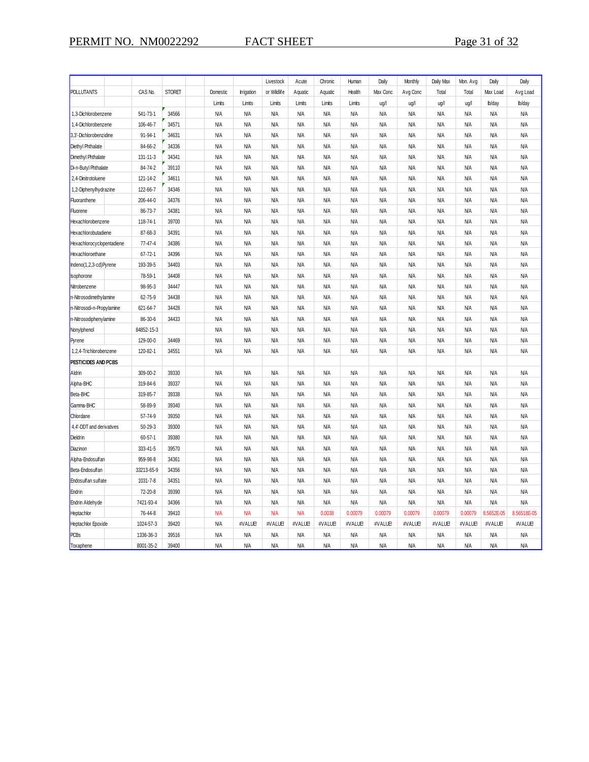| POLLUTANTS | CAS No. | STORET | Domestic Limits | Irrigation Limits | Livestock or Wildlife Limits | Acute Aquatic Limits | Chronic Aquatic Limits | Human Health Limits | Daily Max Conc ug/l | Monthly Avg Conc ug/l | Daily Max Total ug/l | Mon. Avg Total ug/l | Daily Max Load lb/day | Daily Avg Load lb/day |
|---|---|---|---|---|---|---|---|---|---|---|---|---|---|---|
| 1,3-Dichlorobenzene | 541-73-1 | 34566 | N/A | N/A | N/A | N/A | N/A | N/A | N/A | N/A | N/A | N/A | N/A | N/A |
| 1,4-Dichlorobenzene | 106-46-7 | 34571 | N/A | N/A | N/A | N/A | N/A | N/A | N/A | N/A | N/A | N/A | N/A | N/A |
| 3,3'-Dichlorobenzidine | 91-94-1 | 34631 | N/A | N/A | N/A | N/A | N/A | N/A | N/A | N/A | N/A | N/A | N/A | N/A |
| Diethyl Phthalate | 84-66-2 | 34336 | N/A | N/A | N/A | N/A | N/A | N/A | N/A | N/A | N/A | N/A | N/A | N/A |
| Dimethyl Phthalate | 131-11-3 | 34341 | N/A | N/A | N/A | N/A | N/A | N/A | N/A | N/A | N/A | N/A | N/A | N/A |
| Di-n-Butyl Phthalate | 84-74-2 | 39110 | N/A | N/A | N/A | N/A | N/A | N/A | N/A | N/A | N/A | N/A | N/A | N/A |
| 2,4-Dinitrotoluene | 121-14-2 | 34611 | N/A | N/A | N/A | N/A | N/A | N/A | N/A | N/A | N/A | N/A | N/A | N/A |
| 1,2-Diphenylhydrazine | 122-66-7 | 34346 | N/A | N/A | N/A | N/A | N/A | N/A | N/A | N/A | N/A | N/A | N/A | N/A |
| Fluoranthene | 206-44-0 | 34376 | N/A | N/A | N/A | N/A | N/A | N/A | N/A | N/A | N/A | N/A | N/A | N/A |
| Fluorene | 86-73-7 | 34381 | N/A | N/A | N/A | N/A | N/A | N/A | N/A | N/A | N/A | N/A | N/A | N/A |
| Hexachlorobenzene | 118-74-1 | 39700 | N/A | N/A | N/A | N/A | N/A | N/A | N/A | N/A | N/A | N/A | N/A | N/A |
| Hexachlorobutadiene | 87-68-3 | 34391 | N/A | N/A | N/A | N/A | N/A | N/A | N/A | N/A | N/A | N/A | N/A | N/A |
| Hexachlorocyclopentadiene | 77-47-4 | 34386 | N/A | N/A | N/A | N/A | N/A | N/A | N/A | N/A | N/A | N/A | N/A | N/A |
| Hexachloroethane | 67-72-1 | 34396 | N/A | N/A | N/A | N/A | N/A | N/A | N/A | N/A | N/A | N/A | N/A | N/A |
| Indeno(1,2,3-cd)Pyrene | 193-39-5 | 34403 | N/A | N/A | N/A | N/A | N/A | N/A | N/A | N/A | N/A | N/A | N/A | N/A |
| Isophorone | 78-59-1 | 34408 | N/A | N/A | N/A | N/A | N/A | N/A | N/A | N/A | N/A | N/A | N/A | N/A |
| Nitrobenzene | 98-95-3 | 34447 | N/A | N/A | N/A | N/A | N/A | N/A | N/A | N/A | N/A | N/A | N/A | N/A |
| n-Nitrosodimethylamine | 62-75-9 | 34438 | N/A | N/A | N/A | N/A | N/A | N/A | N/A | N/A | N/A | N/A | N/A | N/A |
| n-Nitrosodi-n-Propylamine | 621-64-7 | 34428 | N/A | N/A | N/A | N/A | N/A | N/A | N/A | N/A | N/A | N/A | N/A | N/A |
| n-Nitrosodiphenylamine | 86-30-6 | 34433 | N/A | N/A | N/A | N/A | N/A | N/A | N/A | N/A | N/A | N/A | N/A | N/A |
| Nonylphenol | 84852-15-3 | | N/A | N/A | N/A | N/A | N/A | N/A | N/A | N/A | N/A | N/A | N/A | N/A |
| Pyrene | 129-00-0 | 34469 | N/A | N/A | N/A | N/A | N/A | N/A | N/A | N/A | N/A | N/A | N/A | N/A |
| 1,2,4-Trichlorobenzene | 120-82-1 | 34551 | N/A | N/A | N/A | N/A | N/A | N/A | N/A | N/A | N/A | N/A | N/A | N/A |
| **PESTICIDES AND PCBS** | | | | | | | | | | | | | | |
| Aldrin | 309-00-2 | 39330 | N/A | N/A | N/A | N/A | N/A | N/A | N/A | N/A | N/A | N/A | N/A | N/A |
| Alpha-BHC | 319-84-6 | 39337 | N/A | N/A | N/A | N/A | N/A | N/A | N/A | N/A | N/A | N/A | N/A | N/A |
| Beta-BHC | 319-85-7 | 39338 | N/A | N/A | N/A | N/A | N/A | N/A | N/A | N/A | N/A | N/A | N/A | N/A |
| Gamma-BHC | 58-89-9 | 39340 | N/A | N/A | N/A | N/A | N/A | N/A | N/A | N/A | N/A | N/A | N/A | N/A |
| Chlordane | 57-74-9 | 39350 | N/A | N/A | N/A | N/A | N/A | N/A | N/A | N/A | N/A | N/A | N/A | N/A |
| 4,4'-DDT and derivatives | 50-29-3 | 39300 | N/A | N/A | N/A | N/A | N/A | N/A | N/A | N/A | N/A | N/A | N/A | N/A |
| Dieldrin | 60-57-1 | 39380 | N/A | N/A | N/A | N/A | N/A | N/A | N/A | N/A | N/A | N/A | N/A | N/A |
| Diazinon | 333-41-5 | 39570 | N/A | N/A | N/A | N/A | N/A | N/A | N/A | N/A | N/A | N/A | N/A | N/A |
| Alpha-Endosulfan | 959-98-8 | 34361 | N/A | N/A | N/A | N/A | N/A | N/A | N/A | N/A | N/A | N/A | N/A | N/A |
| Beta-Endosulfan | 33213-65-9 | 34356 | N/A | N/A | N/A | N/A | N/A | N/A | N/A | N/A | N/A | N/A | N/A | N/A |
| Endosulfan sulfate | 1031-7-8 | 34351 | N/A | N/A | N/A | N/A | N/A | N/A | N/A | N/A | N/A | N/A | N/A | N/A |
| Endrin | 72-20-8 | 39390 | N/A | N/A | N/A | N/A | N/A | N/A | N/A | N/A | N/A | N/A | N/A | N/A |
| Endrin Aldehyde | 7421-93-4 | 34366 | N/A | N/A | N/A | N/A | N/A | N/A | N/A | N/A | N/A | N/A | N/A | N/A |
| Heptachlor | 76-44-8 | 39410 | N/A | N/A | N/A | N/A | 0.0038 | 0.00079 | 0.00079 | 0.00079 | 0.00079 | 0.00079 | 8.5652E-05 | 8.56518E-05 |
| Heptachlor Epoxide | 1024-57-3 | 39420 | N/A | #VALUE! | #VALUE! | #VALUE! | #VALUE! | #VALUE! | #VALUE! | #VALUE! | #VALUE! | #VALUE! | #VALUE! | #VALUE! |
| PCBs | 1336-36-3 | 39516 | N/A | N/A | N/A | N/A | N/A | N/A | N/A | N/A | N/A | N/A | N/A | N/A |
| Toxaphene | 8001-35-2 | 39400 | N/A | N/A | N/A | N/A | N/A | N/A | N/A | N/A | N/A | N/A | N/A | N/A |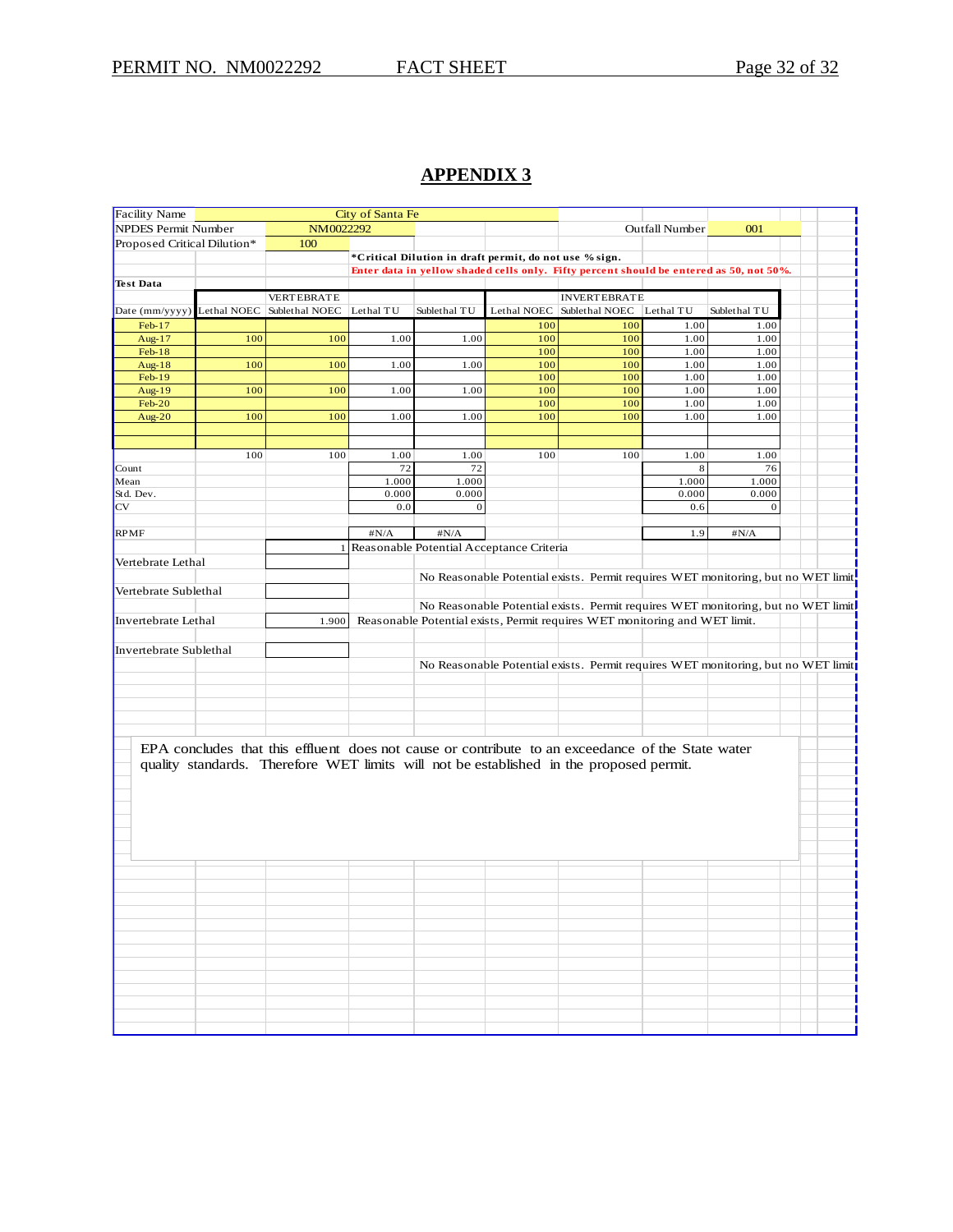# APPENDIX 3

| | | | | | | | | |
|---|---|---|---|---|---|---|---|---|
| Facility Name | | City of Santa Fe | | | | | | |
| NPDES Permit Number | | NM0022292 | | | | Outfall Number | 001 | |
| Proposed Critical Dilution* | | 100 | | | | | | |

***Critical Dilution in draft permit, do not use % sign.**

**Enter data in yellow shaded cells only. Fifty percent should be entered as 50, not 50%.**

**Test Data**

| | VERTEBRATE | | | | INVERTEBRATE | | | |
|---|---|---|---|---|---|---|---|---|
| Date (mm/yyyy) | Lethal NOEC | Sublethal NOEC | Lethal TU | Sublethal TU | Lethal NOEC | Sublethal NOEC | Lethal TU | Sublethal TU |
| Feb-17 | | | | | 100 | 100 | 1.00 | 1.00 |
| Aug-17 | 100 | 100 | 1.00 | 1.00 | 100 | 100 | 1.00 | 1.00 |
| Feb-18 | | | | | 100 | 100 | 1.00 | 1.00 |
| Aug-18 | 100 | 100 | 1.00 | 1.00 | 100 | 100 | 1.00 | 1.00 |
| Feb-19 | | | | | 100 | 100 | 1.00 | 1.00 |
| Aug-19 | 100 | 100 | 1.00 | 1.00 | 100 | 100 | 1.00 | 1.00 |
| Feb-20 | | | | | 100 | 100 | 1.00 | 1.00 |
| Aug-20 | 100 | 100 | 1.00 | 1.00 | 100 | 100 | 1.00 | 1.00 |
| | | | | | | | | |
| | | | | | | | | |
| | 100 | 100 | 1.00 | 1.00 | 100 | 100 | 1.00 | 1.00 |
| Count | | | 72 | 72 | | | 8 | 76 |
| Mean | | | 1.000 | 1.000 | | | 1.000 | 1.000 |
| Std. Dev. | | | 0.000 | 0.000 | | | 0.000 | 0.000 |
| CV | | | 0.0 | 0 | | | 0.6 | 0 |
| RPMF | | | #N/A | #N/A | | | 1.9 | #N/A |

1 Reasonable Potential Acceptance Criteria

| | | |
|---|---|---|
| Vertebrate Lethal | | No Reasonable Potential exists. Permit requires WET monitoring, but no WET limit |
| Vertebrate Sublethal | | No Reasonable Potential exists. Permit requires WET monitoring, but no WET limit |
| Invertebrate Lethal | 1.900 | Reasonable Potential exists, Permit requires WET monitoring and WET limit. |
| Invertebrate Sublethal | | No Reasonable Potential exists. Permit requires WET monitoring, but no WET limit |

EPA concludes that this effluent does not cause or contribute to an exceedance of the State water quality standards. Therefore WET limits will not be established in the proposed permit.